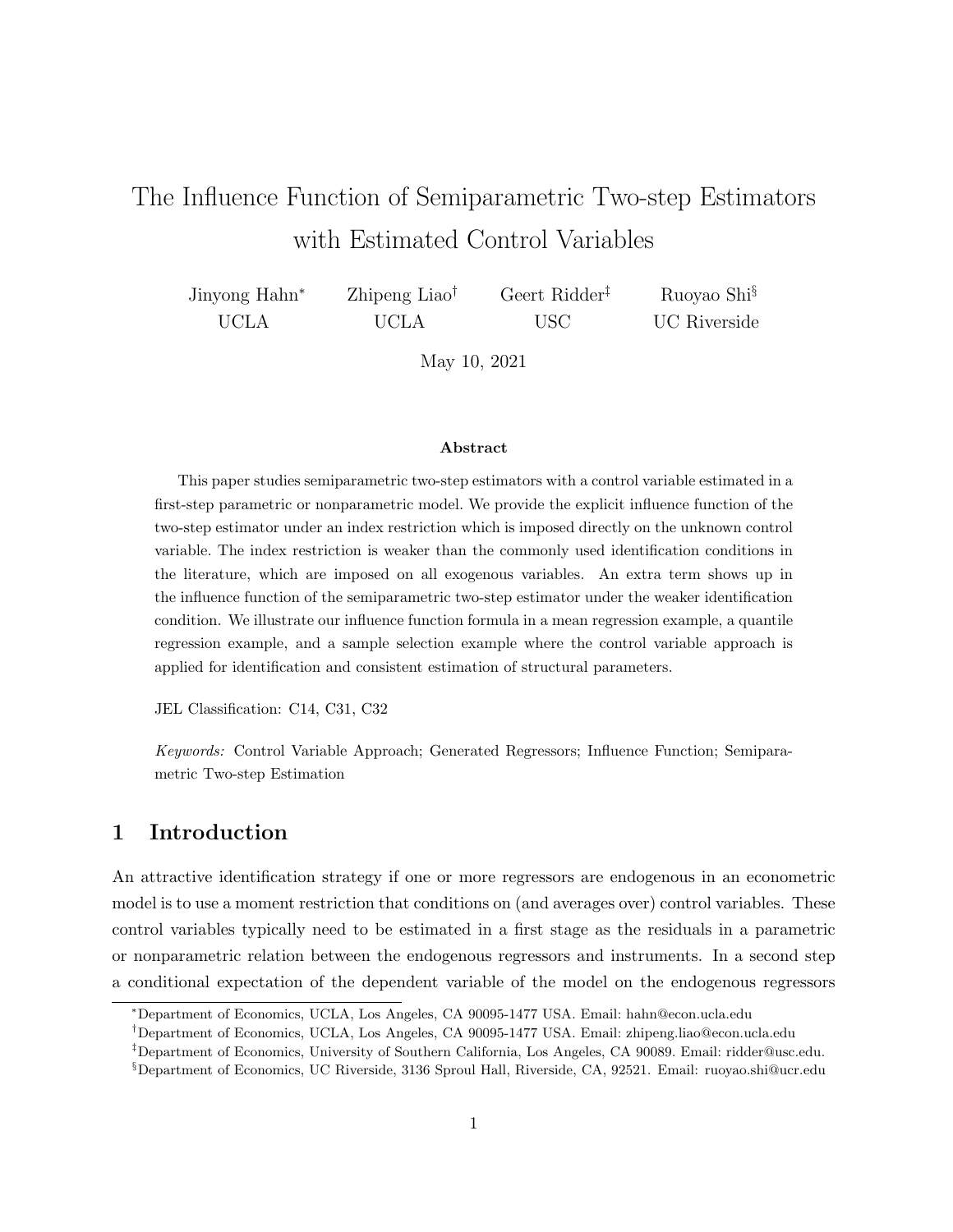# The Influence Function of Semiparametric Two-step Estimators with Estimated Control Variables

Jinyong Hahn[*] UCLA

Zhipeng Liao[†] UCLA

Geert Ridder[‡] USC

Ruoyao Shi[§] UC Riverside

May 10, 2021

**Abstract**

This paper studies semiparametric two-step estimators with a control variable estimated in a first-step parametric or nonparametric model. We provide the explicit influence function of the two-step estimator under an index restriction which is imposed directly on the unknown control variable. The index restriction is weaker than the commonly used identification conditions in the literature, which are imposed on all exogenous variables. An extra term shows up in the influence function of the semiparametric two-step estimator under the weaker identification condition. We illustrate our influence function formula in a mean regression example, a quantile regression example, and a sample selection example where the control variable approach is applied for identification and consistent estimation of structural parameters.

JEL Classification: C14, C31, C32

*Keywords:* Control Variable Approach; Generated Regressors; Influence Function; Semiparametric Two-step Estimation

## 1 Introduction

An attractive identification strategy if one or more regressors are endogenous in an econometric model is to use a moment restriction that conditions on (and averages over) control variables. These control variables typically need to be estimated in a first stage as the residuals in a parametric or nonparametric relation between the endogenous regressors and instruments. In a second step a conditional expectation of the dependent variable of the model on the endogenous regressors

[*] Department of Economics, UCLA, Los Angeles, CA 90095-1477 USA. Email: hahn@econ.ucla.edu

[†] Department of Economics, UCLA, Los Angeles, CA 90095-1477 USA. Email: zhipeng.liao@econ.ucla.edu

[‡] Department of Economics, University of Southern California, Los Angeles, CA 90089. Email: ridder@usc.edu.

[§] Department of Economics, UC Riverside, 3136 Sproul Hall, Riverside, CA, 92521. Email: ruoyao.shi@ucr.edu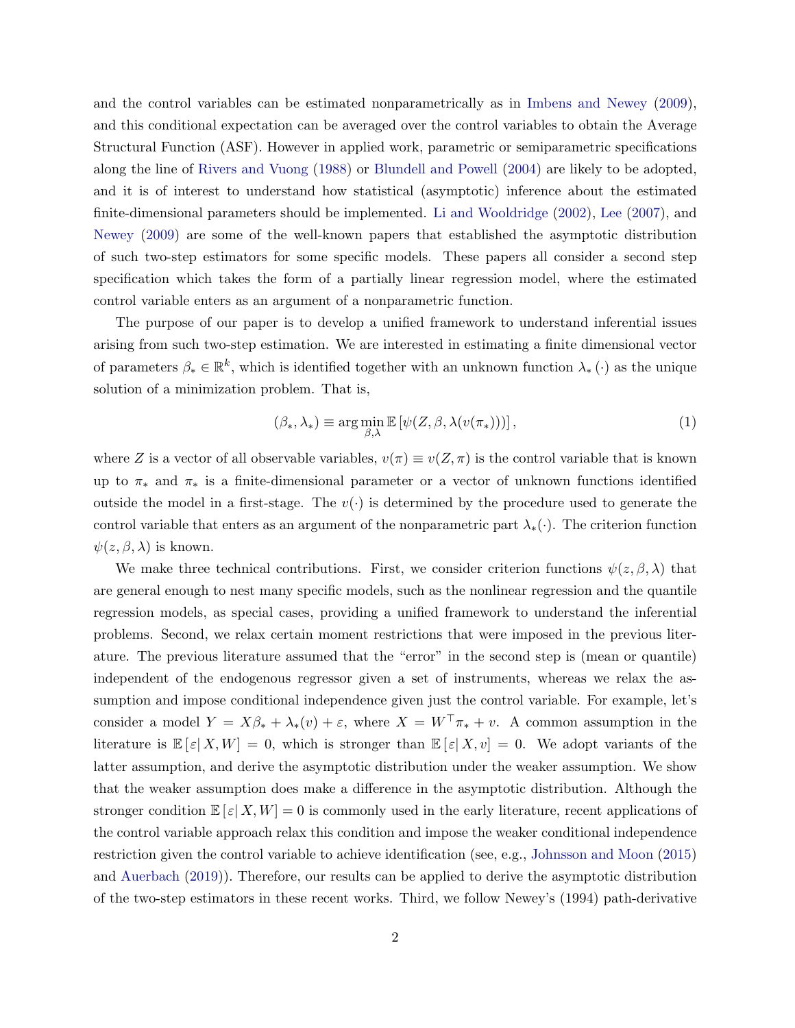and the control variables can be estimated nonparametrically as in Imbens and Newey (2009), and this conditional expectation can be averaged over the control variables to obtain the Average Structural Function (ASF). However in applied work, parametric or semiparametric specifications along the line of Rivers and Vuong (1988) or Blundell and Powell (2004) are likely to be adopted, and it is of interest to understand how statistical (asymptotic) inference about the estimated finite-dimensional parameters should be implemented. Li and Wooldridge (2002), Lee (2007), and Newey (2009) are some of the well-known papers that established the asymptotic distribution of such two-step estimators for some specific models. These papers all consider a second step specification which takes the form of a partially linear regression model, where the estimated control variable enters as an argument of a nonparametric function.

The purpose of our paper is to develop a unified framework to understand inferential issues arising from such two-step estimation. We are interested in estimating a finite dimensional vector of parameters $\beta_* \in \mathbb{R}^k$, which is identified together with an unknown function $\lambda_*(\cdot)$ as the unique solution of a minimization problem. That is,

$$(\beta_*, \lambda_*) \equiv \arg\min_{\beta,\lambda} \mathbb{E}\left[\psi(Z, \beta, \lambda(v(\pi_*)))\right], \tag{1}$$

where $Z$ is a vector of all observable variables, $v(\pi) \equiv v(Z, \pi)$ is the control variable that is known up to $\pi_*$ and $\pi_*$ is a finite-dimensional parameter or a vector of unknown functions identified outside the model in a first-stage. The $v(\cdot)$ is determined by the procedure used to generate the control variable that enters as an argument of the nonparametric part $\lambda_*(\cdot)$. The criterion function $\psi(z, \beta, \lambda)$ is known.

We make three technical contributions. First, we consider criterion functions $\psi(z, \beta, \lambda)$ that are general enough to nest many specific models, such as the nonlinear regression and the quantile regression models, as special cases, providing a unified framework to understand the inferential problems. Second, we relax certain moment restrictions that were imposed in the previous literature. The previous literature assumed that the "error" in the second step is (mean or quantile) independent of the endogenous regressor given a set of instruments, whereas we relax the assumption and impose conditional independence given just the control variable. For example, let's consider a model $Y = X\beta_* + \lambda_*(v) + \varepsilon$, where $X = W^\top \pi_* + v$. A common assumption in the literature is $\mathbb{E}\left[\varepsilon | X, W\right] = 0$, which is stronger than $\mathbb{E}\left[\varepsilon | X, v\right] = 0$. We adopt variants of the latter assumption, and derive the asymptotic distribution under the weaker assumption. We show that the weaker assumption does make a difference in the asymptotic distribution. Although the stronger condition $\mathbb{E}\left[\varepsilon | X, W\right] = 0$ is commonly used in the early literature, recent applications of the control variable approach relax this condition and impose the weaker conditional independence restriction given the control variable to achieve identification (see, e.g., Johnsson and Moon (2015) and Auerbach (2019)). Therefore, our results can be applied to derive the asymptotic distribution of the two-step estimators in these recent works. Third, we follow Newey's (1994) path-derivative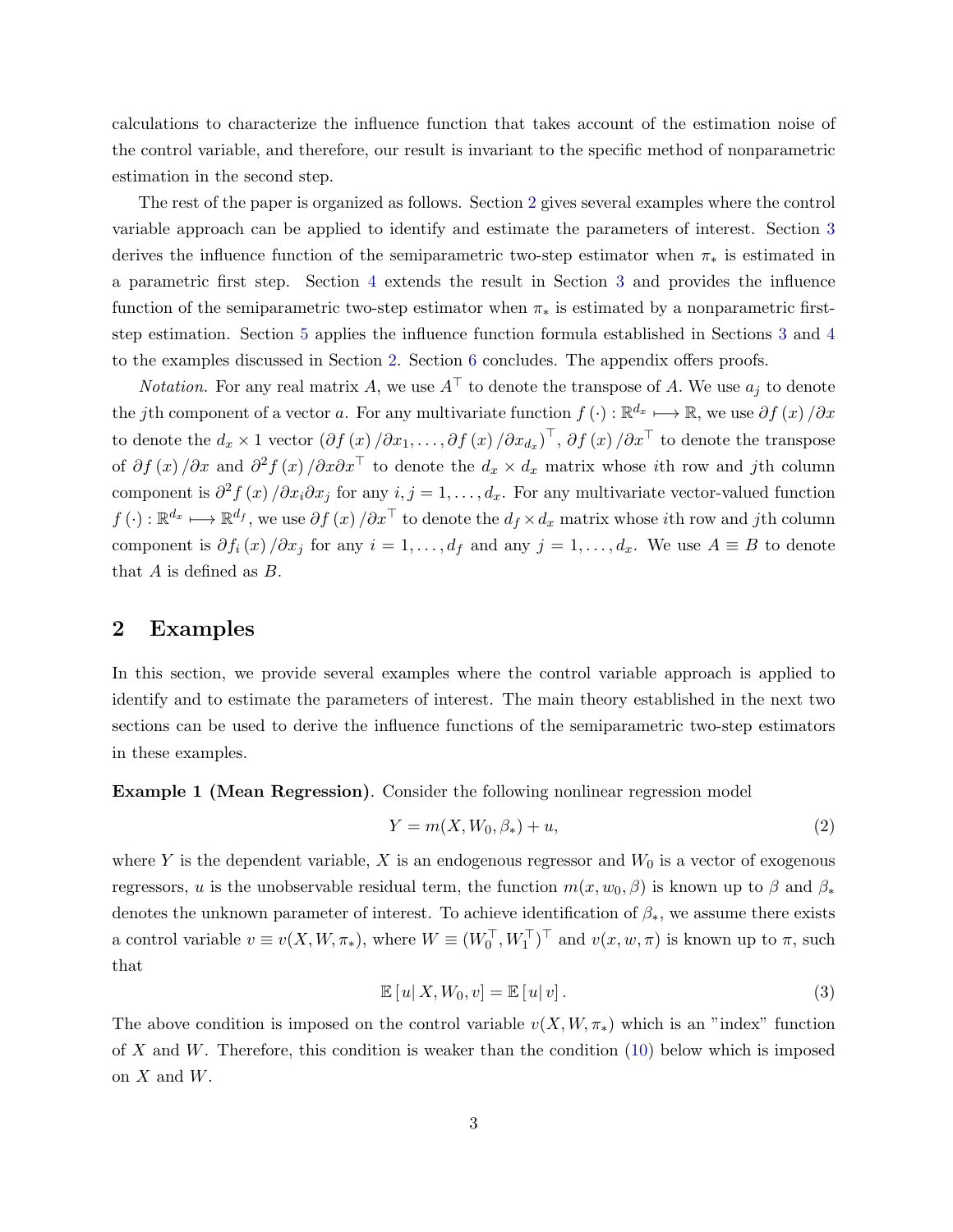calculations to characterize the influence function that takes account of the estimation noise of the control variable, and therefore, our result is invariant to the specific method of nonparametric estimation in the second step.

The rest of the paper is organized as follows. Section 2 gives several examples where the control variable approach can be applied to identify and estimate the parameters of interest. Section 3 derives the influence function of the semiparametric two-step estimator when $\pi_*$ is estimated in a parametric first step. Section 4 extends the result in Section 3 and provides the influence function of the semiparametric two-step estimator when $\pi_*$ is estimated by a nonparametric first-step estimation. Section 5 applies the influence function formula established in Sections 3 and 4 to the examples discussed in Section 2. Section 6 concludes. The appendix offers proofs.

*Notation.* For any real matrix $A$, we use $A^\top$ to denote the transpose of $A$. We use $a_j$ to denote the $j$th component of a vector $a$. For any multivariate function $f(\cdot): \mathbb{R}^{d_x} \longmapsto \mathbb{R}$, we use $\partial f(x)/\partial x$ to denote the $d_x \times 1$ vector $(\partial f(x)/\partial x_1, \ldots, \partial f(x)/\partial x_{d_x})^\top$, $\partial f(x)/\partial x^\top$ to denote the transpose of $\partial f(x)/\partial x$ and $\partial^2 f(x)/\partial x \partial x^\top$ to denote the $d_x \times d_x$ matrix whose $i$th row and $j$th column component is $\partial^2 f(x)/\partial x_i \partial x_j$ for any $i, j = 1, \ldots, d_x$. For any multivariate vector-valued function $f(\cdot): \mathbb{R}^{d_x} \longmapsto \mathbb{R}^{d_f}$, we use $\partial f(x)/\partial x^\top$ to denote the $d_f \times d_x$ matrix whose $i$th row and $j$th column component is $\partial f_i(x)/\partial x_j$ for any $i = 1, \ldots, d_f$ and any $j = 1, \ldots, d_x$. We use $A \equiv B$ to denote that $A$ is defined as $B$.

## 2 Examples

In this section, we provide several examples where the control variable approach is applied to identify and to estimate the parameters of interest. The main theory established in the next two sections can be used to derive the influence functions of the semiparametric two-step estimators in these examples.

**Example 1 (Mean Regression).** Consider the following nonlinear regression model

$$Y = m(X, W_0, \beta_*) + u, \tag{2}$$

where $Y$ is the dependent variable, $X$ is an endogenous regressor and $W_0$ is a vector of exogenous regressors, $u$ is the unobservable residual term, the function $m(x, w_0, \beta)$ is known up to $\beta$ and $\beta_*$ denotes the unknown parameter of interest. To achieve identification of $\beta_*$, we assume there exists a control variable $v \equiv v(X, W, \pi_*)$, where $W \equiv (W_0^\top, W_1^\top)^\top$ and $v(x, w, \pi)$ is known up to $\pi$, such that

$$\mathbb{E}[u | X, W_0, v] = \mathbb{E}[u | v]. \tag{3}$$

The above condition is imposed on the control variable $v(X, W, \pi_*)$ which is an "index" function of $X$ and $W$. Therefore, this condition is weaker than the condition (10) below which is imposed on $X$ and $W$.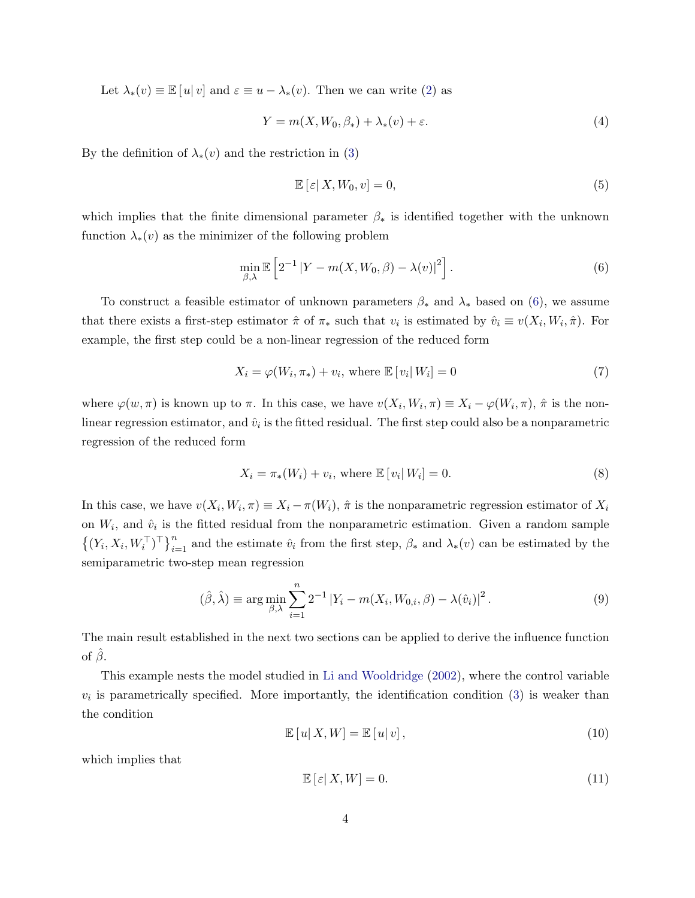Let $\lambda_*(v) \equiv \mathbb{E}[u|v]$ and $\varepsilon \equiv u - \lambda_*(v)$. Then we can write (2) as

$$Y = m(X, W_0, \beta_*) + \lambda_*(v) + \varepsilon. \tag{4}$$

By the definition of $\lambda_*(v)$ and the restriction in (3)

$$\mathbb{E}[\varepsilon| X, W_0, v] = 0, \tag{5}$$

which implies that the finite dimensional parameter $\beta_*$ is identified together with the unknown function $\lambda_*(v)$ as the minimizer of the following problem

$$\min_{\beta,\lambda} \mathbb{E}\left[2^{-1}\left|Y - m(X, W_0, \beta) - \lambda(v)\right|^2\right]. \tag{6}$$

To construct a feasible estimator of unknown parameters $\beta_*$ and $\lambda_*$ based on (6), we assume that there exists a first-step estimator $\hat{\pi}$ of $\pi_*$ such that $v_i$ is estimated by $\hat{v}_i \equiv v(X_i, W_i, \hat{\pi})$. For example, the first step could be a non-linear regression of the reduced form

$$X_i = \varphi(W_i, \pi_*) + v_i, \text{ where } \mathbb{E}[v_i| W_i] = 0 \tag{7}$$

where $\varphi(w, \pi)$ is known up to $\pi$. In this case, we have $v(X_i, W_i, \pi) \equiv X_i - \varphi(W_i, \pi)$, $\hat{\pi}$ is the non-linear regression estimator, and $\hat{v}_i$ is the fitted residual. The first step could also be a nonparametric regression of the reduced form

$$X_i = \pi_*(W_i) + v_i, \text{ where } \mathbb{E}[v_i| W_i] = 0. \tag{8}$$

In this case, we have $v(X_i, W_i, \pi) \equiv X_i - \pi(W_i)$, $\hat{\pi}$ is the nonparametric regression estimator of $X_i$ on $W_i$, and $\hat{v}_i$ is the fitted residual from the nonparametric estimation. Given a random sample $\left\{(Y_i, X_i, W_i^\top)^\top\right\}_{i=1}^n$ and the estimate $\hat{v}_i$ from the first step, $\beta_*$ and $\lambda_*(v)$ can be estimated by the semiparametric two-step mean regression

$$(\hat{\beta}, \hat{\lambda}) \equiv \arg\min_{\beta,\lambda} \sum_{i=1}^{n} 2^{-1}\left|Y_i - m(X_i, W_{0,i}, \beta) - \lambda(\hat{v}_i)\right|^2. \tag{9}$$

The main result established in the next two sections can be applied to derive the influence function of $\hat{\beta}$.

This example nests the model studied in Li and Wooldridge (2002), where the control variable $v_i$ is parametrically specified. More importantly, the identification condition (3) is weaker than the condition

$$\mathbb{E}[u| X, W] = \mathbb{E}[u| v], \tag{10}$$

which implies that

$$\mathbb{E}[\varepsilon| X, W] = 0. \tag{11}$$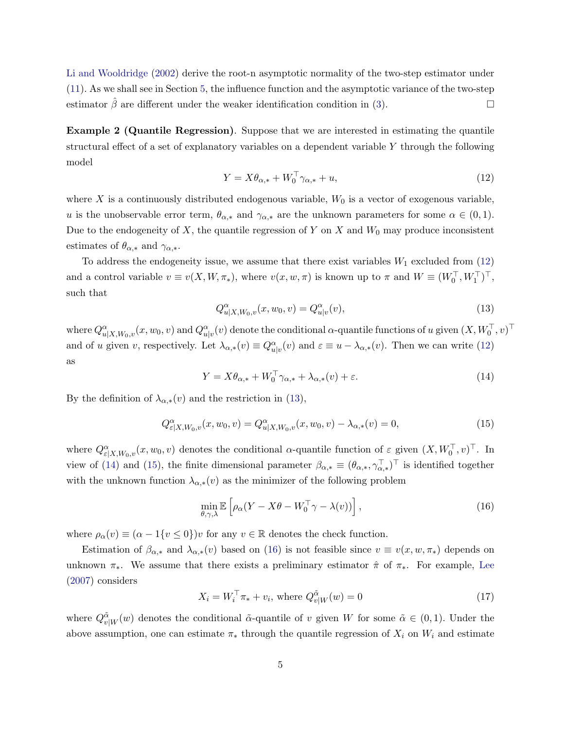Li and Wooldridge (2002) derive the root-n asymptotic normality of the two-step estimator under (11). As we shall see in Section 5, the influence function and the asymptotic variance of the two-step estimator $\hat{\beta}$ are different under the weaker identification condition in (3). □

**Example 2 (Quantile Regression)**. Suppose that we are interested in estimating the quantile structural effect of a set of explanatory variables on a dependent variable $Y$ through the following model

$$Y = X\theta_{\alpha,*} + W_0^\top \gamma_{\alpha,*} + u, \tag{12}$$

where $X$ is a continuously distributed endogenous variable, $W_0$ is a vector of exogenous variable, $u$ is the unobservable error term, $\theta_{\alpha,*}$ and $\gamma_{\alpha,*}$ are the unknown parameters for some $\alpha \in (0, 1)$. Due to the endogeneity of $X$, the quantile regression of $Y$ on $X$ and $W_0$ may produce inconsistent estimates of $\theta_{\alpha,*}$ and $\gamma_{\alpha,*}$.

To address the endogeneity issue, we assume that there exist variables $W_1$ excluded from (12) and a control variable $v \equiv v(X, W, \pi_*)$, where $v(x, w, \pi)$ is known up to $\pi$ and $W \equiv (W_0^\top, W_1^\top)^\top$, such that

$$Q^{\alpha}_{u|X,W_0,v}(x, w_0, v) = Q^{\alpha}_{u|v}(v), \tag{13}$$

where $Q^{\alpha}_{u|X,W_0,v}(x, w_0, v)$ and $Q^{\alpha}_{u|v}(v)$ denote the conditional $\alpha$-quantile functions of $u$ given $(X, W_0^\top, v)^\top$ and of $u$ given $v$, respectively. Let $\lambda_{\alpha,*}(v) \equiv Q^{\alpha}_{u|v}(v)$ and $\varepsilon \equiv u - \lambda_{\alpha,*}(v)$. Then we can write (12) as

$$Y = X\theta_{\alpha,*} + W_0^\top \gamma_{\alpha,*} + \lambda_{\alpha,*}(v) + \varepsilon. \tag{14}$$

By the definition of $\lambda_{\alpha,*}(v)$ and the restriction in (13),

$$Q^{\alpha}_{\varepsilon|X,W_0,v}(x, w_0, v) = Q^{\alpha}_{u|X,W_0,v}(x, w_0, v) - \lambda_{\alpha,*}(v) = 0, \tag{15}$$

where $Q^{\alpha}_{\varepsilon|X,W_0,v}(x, w_0, v)$ denotes the conditional $\alpha$-quantile function of $\varepsilon$ given $(X, W_0^\top, v)^\top$. In view of (14) and (15), the finite dimensional parameter $\beta_{\alpha,*} \equiv (\theta_{\alpha,*}, \gamma_{\alpha,*}^\top)^\top$ is identified together with the unknown function $\lambda_{\alpha,*}(v)$ as the minimizer of the following problem

$$\min_{\theta,\gamma,\lambda} \mathbb{E}\left[\rho_\alpha(Y - X\theta - W_0^\top \gamma - \lambda(v))\right], \tag{16}$$

where $\rho_\alpha(v) \equiv (\alpha - 1\{v \leq 0\})v$ for any $v \in \mathbb{R}$ denotes the check function.

Estimation of $\beta_{\alpha,*}$ and $\lambda_{\alpha,*}(v)$ based on (16) is not feasible since $v \equiv v(x, w, \pi_*)$ depends on unknown $\pi_*$. We assume that there exists a preliminary estimator $\hat{\pi}$ of $\pi_*$. For example, Lee (2007) considers

$$X_i = W_i^\top \pi_* + v_i, \text{ where } Q^{\tilde{\alpha}}_{v|W}(w) = 0 \tag{17}$$

where $Q^{\tilde{\alpha}}_{v|W}(w)$ denotes the conditional $\tilde{\alpha}$-quantile of $v$ given $W$ for some $\tilde{\alpha} \in (0, 1)$. Under the above assumption, one can estimate $\pi_*$ through the quantile regression of $X_i$ on $W_i$ and estimate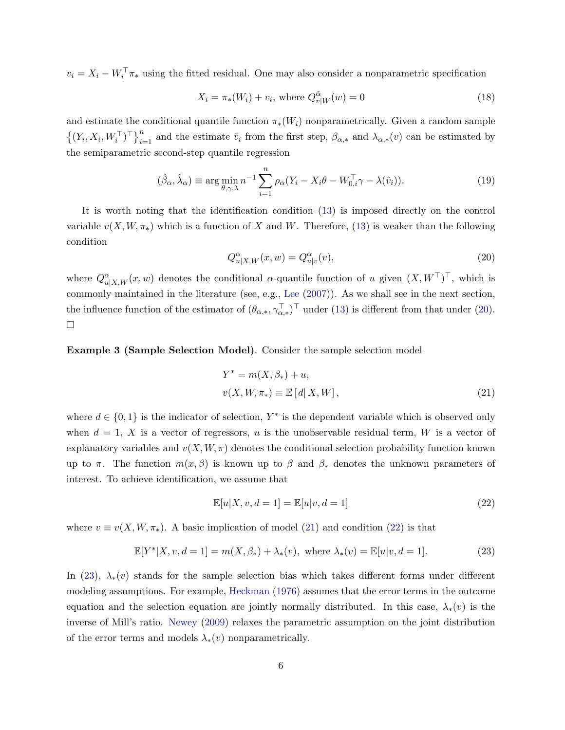$v_i = X_i - W_i^\top \pi_*$ using the fitted residual. One may also consider a nonparametric specification

$$X_i = \pi_*(W_i) + v_i, \text{ where } Q^{\tilde{\alpha}}_{v|W}(w) = 0 \tag{18}$$

and estimate the conditional quantile function $\pi_*(W_i)$ nonparametrically. Given a random sample $\left\{(Y_i, X_i, W_i^\top)^\top\right\}_{i=1}^n$ and the estimate $\hat{v}_i$ from the first step, $\beta_{\alpha,*}$ and $\lambda_{\alpha,*}(v)$ can be estimated by the semiparametric second-step quantile regression

$$(\hat{\beta}_\alpha, \hat{\lambda}_\alpha) \equiv \arg\min_{\theta,\gamma,\lambda} n^{-1} \sum_{i=1}^n \rho_\alpha(Y_i - X_i\theta - W_{0,i}^\top\gamma - \lambda(\hat{v}_i)). \tag{19}$$

It is worth noting that the identification condition (13) is imposed directly on the control variable $v(X, W, \pi_*)$ which is a function of $X$ and $W$. Therefore, (13) is weaker than the following condition

$$Q^\alpha_{u|X,W}(x, w) = Q^\alpha_{u|v}(v), \tag{20}$$

where $Q^\alpha_{u|X,W}(x, w)$ denotes the conditional $\alpha$-quantile function of $u$ given $(X, W^\top)^\top$, which is commonly maintained in the literature (see, e.g., Lee (2007)). As we shall see in the next section, the influence function of the estimator of $(\theta_{\alpha,*}, \gamma_{\alpha,*}^\top)^\top$ under (13) is different from that under (20). $\square$

**Example 3 (Sample Selection Model)**. Consider the sample selection model

$$\begin{aligned} Y^* &= m(X, \beta_*) + u, \\ v(X, W, \pi_*) &\equiv \mathbb{E}\left[d \mid X, W\right], \end{aligned} \tag{21}$$

where $d \in \{0, 1\}$ is the indicator of selection, $Y^*$ is the dependent variable which is observed only when $d = 1$, $X$ is a vector of regressors, $u$ is the unobservable residual term, $W$ is a vector of explanatory variables and $v(X, W, \pi)$ denotes the conditional selection probability function known up to $\pi$. The function $m(x, \beta)$ is known up to $\beta$ and $\beta_*$ denotes the unknown parameters of interest. To achieve identification, we assume that

$$\mathbb{E}[u|X, v, d = 1] = \mathbb{E}[u|v, d = 1] \tag{22}$$

where $v \equiv v(X, W, \pi_*)$. A basic implication of model (21) and condition (22) is that

$$\mathbb{E}[Y^*|X, v, d = 1] = m(X, \beta_*) + \lambda_*(v), \text{ where } \lambda_*(v) = \mathbb{E}[u|v, d = 1]. \tag{23}$$

In (23), $\lambda_*(v)$ stands for the sample selection bias which takes different forms under different modeling assumptions. For example, Heckman (1976) assumes that the error terms in the outcome equation and the selection equation are jointly normally distributed. In this case, $\lambda_*(v)$ is the inverse of Mill's ratio. Newey (2009) relaxes the parametric assumption on the joint distribution of the error terms and models $\lambda_*(v)$ nonparametrically.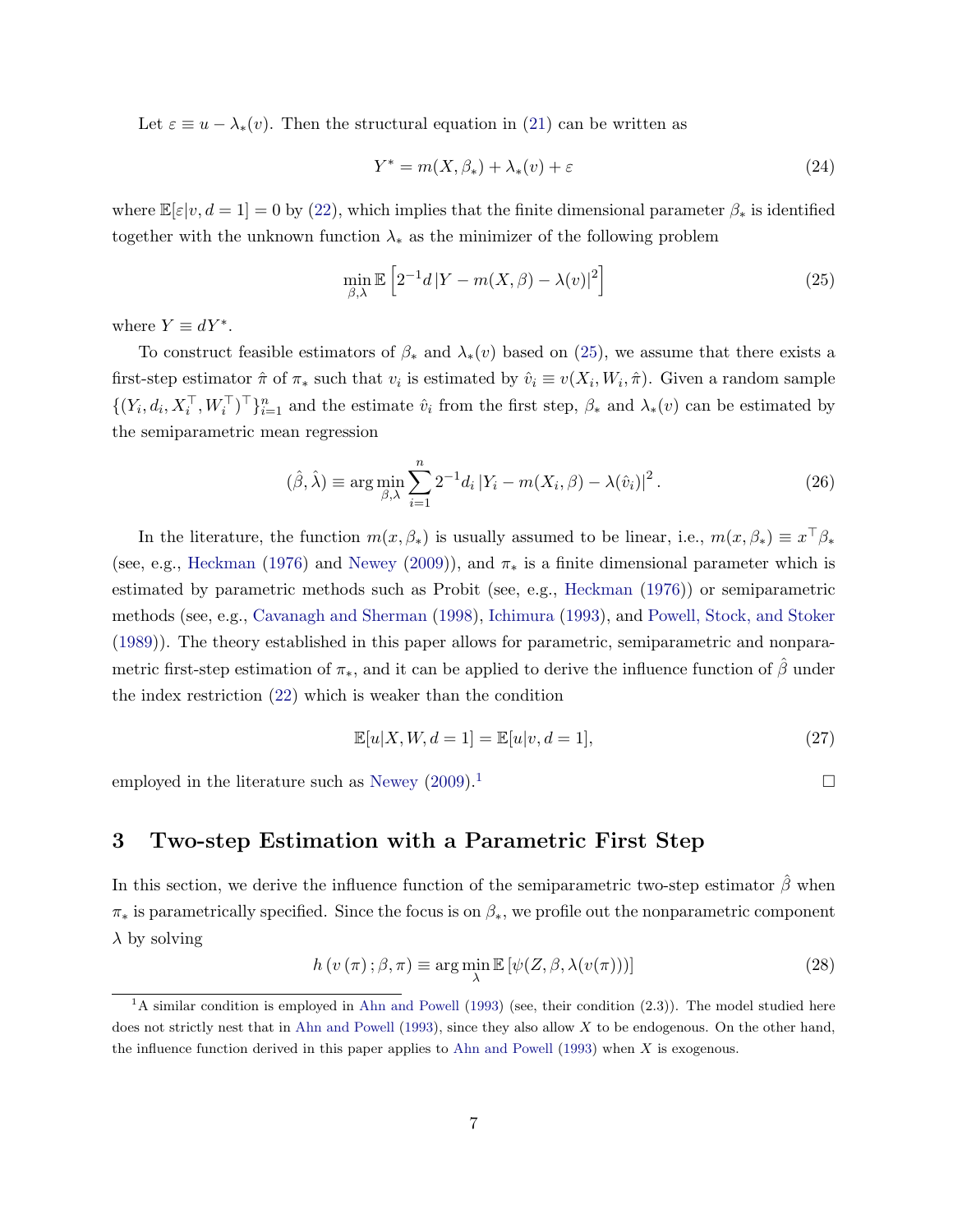Let $\varepsilon \equiv u - \lambda_*(v)$. Then the structural equation in (21) can be written as

$$
Y^* = m(X, \beta_*) + \lambda_*(v) + \varepsilon \tag{24}
$$

where $\mathbb{E}[\varepsilon|v, d = 1] = 0$ by (22), which implies that the finite dimensional parameter $\beta_*$ is identified together with the unknown function $\lambda_*$ as the minimizer of the following problem

$$
\min_{\beta,\lambda} \mathbb{E}\left[2^{-1} d \left|Y - m(X, \beta) - \lambda(v)\right|^2\right] \tag{25}
$$

where $Y \equiv dY^*$.

To construct feasible estimators of $\beta_*$ and $\lambda_*(v)$ based on (25), we assume that there exists a first-step estimator $\hat{\pi}$ of $\pi_*$ such that $v_i$ is estimated by $\hat{v}_i \equiv v(X_i, W_i, \hat{\pi})$. Given a random sample $\{(Y_i, d_i, X_i^\top, W_i^\top)^\top\}_{i=1}^n$ and the estimate $\hat{v}_i$ from the first step, $\beta_*$ and $\lambda_*(v)$ can be estimated by the semiparametric mean regression

$$
(\hat{\beta}, \hat{\lambda}) \equiv \arg\min_{\beta,\lambda} \sum_{i=1}^n 2^{-1} d_i \left|Y_i - m(X_i, \beta) - \lambda(\hat{v}_i)\right|^2. \tag{26}
$$

In the literature, the function $m(x, \beta_*)$ is usually assumed to be linear, i.e., $m(x, \beta_*) \equiv x^\top \beta_*$ (see, e.g., Heckman (1976) and Newey (2009)), and $\pi_*$ is a finite dimensional parameter which is estimated by parametric methods such as Probit (see, e.g., Heckman (1976)) or semiparametric methods (see, e.g., Cavanagh and Sherman (1998), Ichimura (1993), and Powell, Stock, and Stoker (1989)). The theory established in this paper allows for parametric, semiparametric and nonparametric first-step estimation of $\pi_*$, and it can be applied to derive the influence function of $\hat{\beta}$ under the index restriction (22) which is weaker than the condition

$$
\mathbb{E}[u|X, W, d = 1] = \mathbb{E}[u|v, d = 1], \tag{27}
$$

employed in the literature such as Newey (2009).[1] □

## 3 Two-step Estimation with a Parametric First Step

In this section, we derive the influence function of the semiparametric two-step estimator $\hat{\beta}$ when $\pi_*$ is parametrically specified. Since the focus is on $\beta_*$, we profile out the nonparametric component $\lambda$ by solving

$$
h\left(v\left(\pi\right); \beta, \pi\right) \equiv \arg\min_{\lambda} \mathbb{E}\left[\psi(Z, \beta, \lambda(v(\pi)))\right] \tag{28}
$$

[1] A similar condition is employed in Ahn and Powell (1993) (see, their condition (2.3)). The model studied here does not strictly nest that in Ahn and Powell (1993), since they also allow $X$ to be endogenous. On the other hand, the influence function derived in this paper applies to Ahn and Powell (1993) when $X$ is exogenous.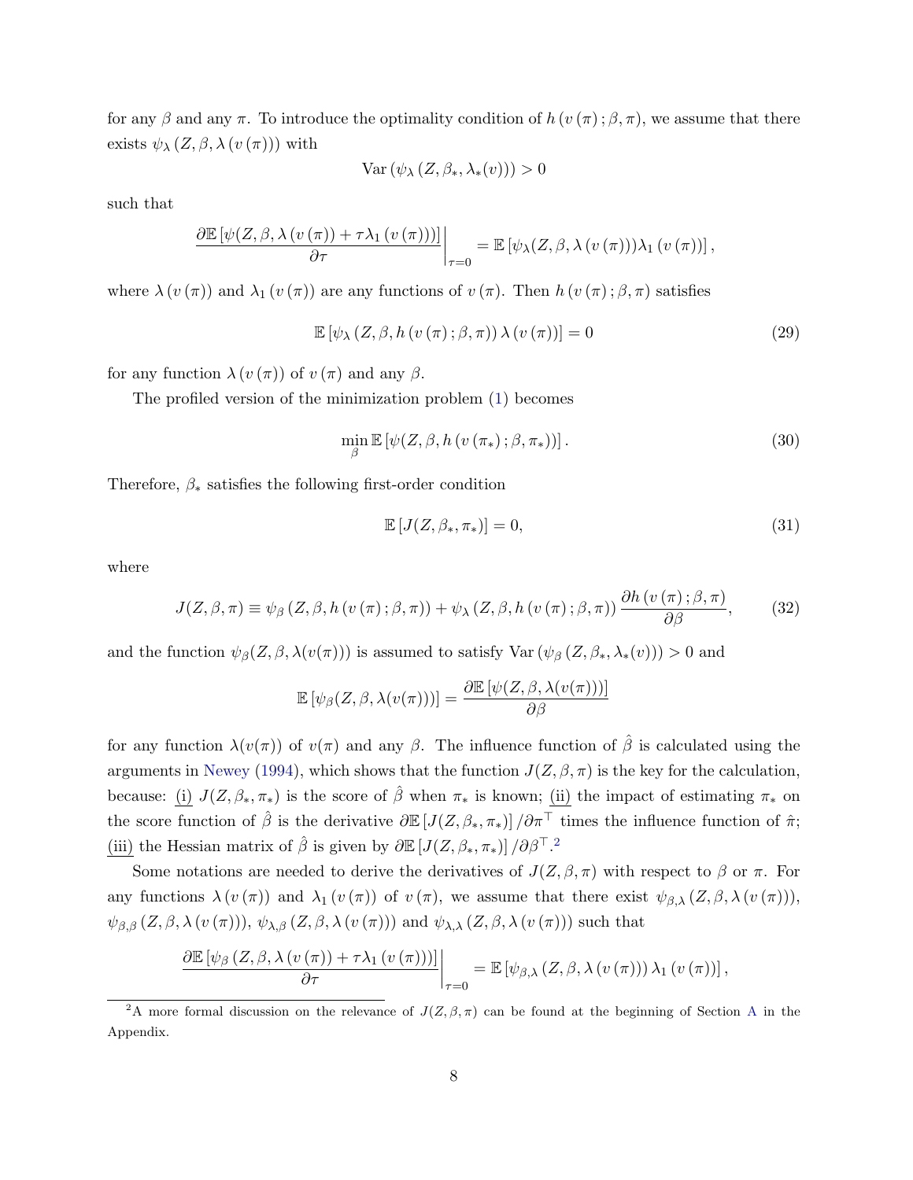for any $\beta$ and any $\pi$. To introduce the optimality condition of $h(v(\pi);\beta,\pi)$, we assume that there exists $\psi_\lambda(Z,\beta,\lambda(v(\pi)))$ with

$$\mathrm{Var}\left(\psi_\lambda\left(Z,\beta_*,\lambda_*(v)\right)\right)>0$$

such that

$$\left.\frac{\partial \mathbb{E}\left[\psi(Z,\beta,\lambda\left(v\left(\pi\right)\right)+\tau\lambda_1\left(v\left(\pi\right)\right))\right]}{\partial\tau}\right|_{\tau=0}=\mathbb{E}\left[\psi_\lambda(Z,\beta,\lambda\left(v\left(\pi\right)\right))\lambda_1\left(v\left(\pi\right)\right)\right],$$

where $\lambda(v(\pi))$ and $\lambda_1(v(\pi))$ are any functions of $v(\pi)$. Then $h(v(\pi);\beta,\pi)$ satisfies

$$\mathbb{E}\left[\psi_\lambda\left(Z,\beta,h\left(v\left(\pi\right);\beta,\pi\right)\right)\lambda\left(v\left(\pi\right)\right)\right]=0 \tag{29}$$

for any function $\lambda(v(\pi))$ of $v(\pi)$ and any $\beta$.

The profiled version of the minimization problem (1) becomes

$$\min_\beta \mathbb{E}\left[\psi(Z,\beta,h\left(v\left(\pi_*\right);\beta,\pi_*\right))\right]. \tag{30}$$

Therefore, $\beta_*$ satisfies the following first-order condition

$$\mathbb{E}\left[J(Z,\beta_*,\pi_*)\right]=0, \tag{31}$$

where

$$J(Z,\beta,\pi)\equiv\psi_\beta\left(Z,\beta,h\left(v\left(\pi\right);\beta,\pi\right)\right)+\psi_\lambda\left(Z,\beta,h\left(v\left(\pi\right);\beta,\pi\right)\right)\frac{\partial h\left(v\left(\pi\right);\beta,\pi\right)}{\partial\beta}, \tag{32}$$

and the function $\psi_\beta(Z,\beta,\lambda(v(\pi)))$ is assumed to satisfy $\mathrm{Var}\left(\psi_\beta\left(Z,\beta_*,\lambda_*(v)\right)\right)>0$ and

$$\mathbb{E}\left[\psi_\beta(Z,\beta,\lambda(v(\pi)))\right]=\frac{\partial\mathbb{E}\left[\psi(Z,\beta,\lambda(v(\pi)))\right]}{\partial\beta}$$

for any function $\lambda(v(\pi))$ of $v(\pi)$ and any $\beta$. The influence function of $\hat{\beta}$ is calculated using the arguments in Newey (1994), which shows that the function $J(Z,\beta,\pi)$ is the key for the calculation, because: (i) $J(Z,\beta_*,\pi_*)$ is the score of $\hat{\beta}$ when $\pi_*$ is known; (ii) the impact of estimating $\pi_*$ on the score function of $\hat{\beta}$ is the derivative $\partial\mathbb{E}\left[J(Z,\beta_*,\pi_*)\right]/\partial\pi^\top$ times the influence function of $\hat{\pi}$; (iii) the Hessian matrix of $\hat{\beta}$ is given by $\partial\mathbb{E}\left[J(Z,\beta_*,\pi_*)\right]/\partial\beta^\top$.[2]

Some notations are needed to derive the derivatives of $J(Z,\beta,\pi)$ with respect to $\beta$ or $\pi$. For any functions $\lambda(v(\pi))$ and $\lambda_1(v(\pi))$ of $v(\pi)$, we assume that there exist $\psi_{\beta,\lambda}(Z,\beta,\lambda(v(\pi)))$, $\psi_{\beta,\beta}(Z,\beta,\lambda(v(\pi)))$, $\psi_{\lambda,\beta}(Z,\beta,\lambda(v(\pi)))$ and $\psi_{\lambda,\lambda}(Z,\beta,\lambda(v(\pi)))$ such that

$$\left.\frac{\partial\mathbb{E}\left[\psi_\beta\left(Z,\beta,\lambda\left(v\left(\pi\right)\right)+\tau\lambda_1\left(v\left(\pi\right)\right)\right)\right]}{\partial\tau}\right|_{\tau=0}=\mathbb{E}\left[\psi_{\beta,\lambda}\left(Z,\beta,\lambda\left(v\left(\pi\right)\right)\right)\lambda_1\left(v\left(\pi\right)\right)\right],$$

[2] A more formal discussion on the relevance of $J(Z,\beta,\pi)$ can be found at the beginning of Section A in the Appendix.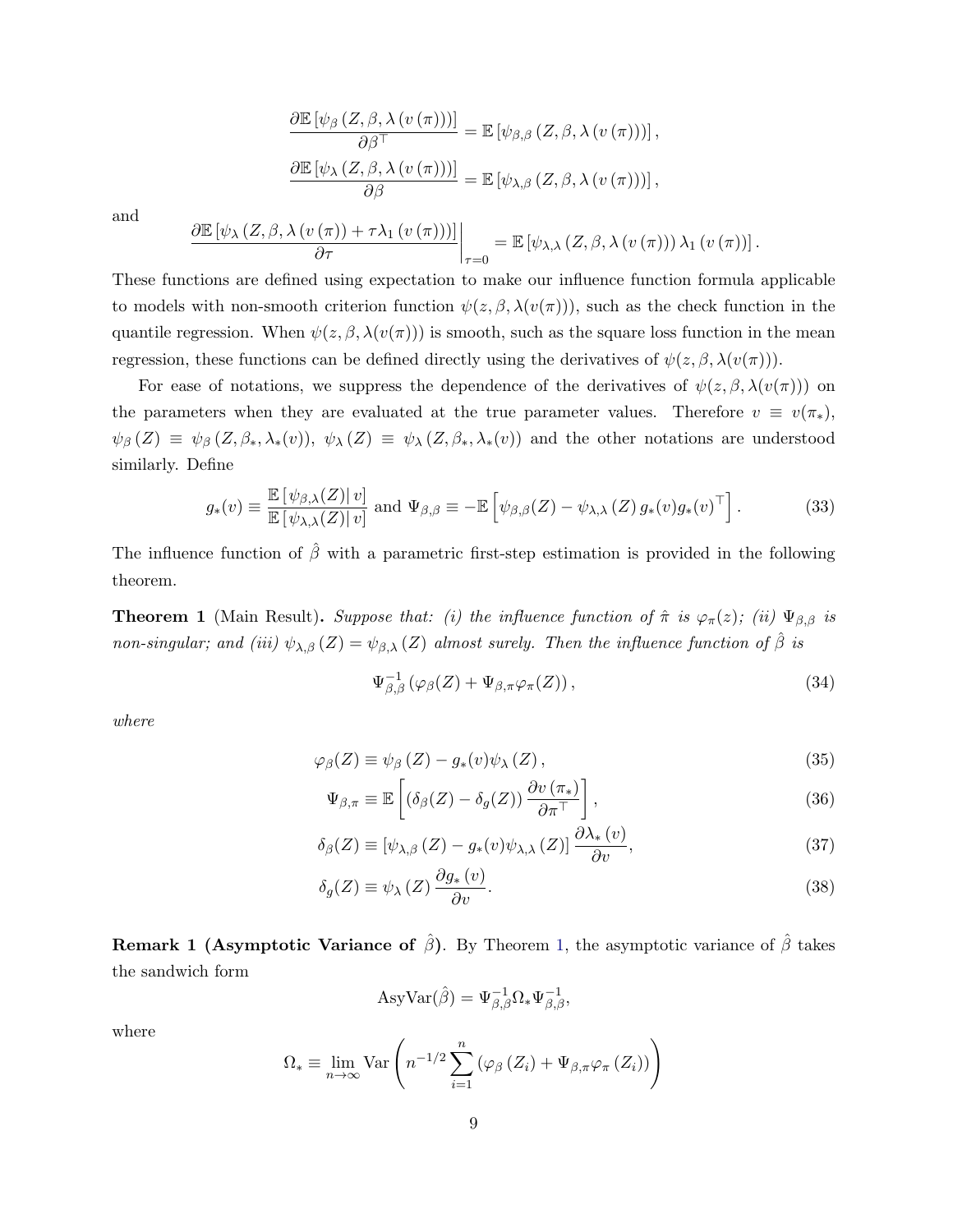$$\frac{\partial \mathbb{E}\left[\psi_{\beta}\left(Z, \beta, \lambda\left(v\left(\pi\right)\right)\right)\right]}{\partial \beta^{\top}} = \mathbb{E}\left[\psi_{\beta,\beta}\left(Z, \beta, \lambda\left(v\left(\pi\right)\right)\right)\right],$$

$$\frac{\partial \mathbb{E}\left[\psi_{\lambda}\left(Z, \beta, \lambda\left(v\left(\pi\right)\right)\right)\right]}{\partial \beta} = \mathbb{E}\left[\psi_{\lambda,\beta}\left(Z, \beta, \lambda\left(v\left(\pi\right)\right)\right)\right],$$

and

$$\left.\frac{\partial \mathbb{E}\left[\psi_{\lambda}\left(Z, \beta, \lambda\left(v\left(\pi\right)\right) + \tau\lambda_1\left(v\left(\pi\right)\right)\right)\right]}{\partial \tau}\right|_{\tau=0} = \mathbb{E}\left[\psi_{\lambda,\lambda}\left(Z, \beta, \lambda\left(v\left(\pi\right)\right)\right)\lambda_1\left(v\left(\pi\right)\right)\right].$$

These functions are defined using expectation to make our influence function formula applicable to models with non-smooth criterion function $\psi(z, \beta, \lambda(v(\pi)))$, such as the check function in the quantile regression. When $\psi(z, \beta, \lambda(v(\pi)))$ is smooth, such as the square loss function in the mean regression, these functions can be defined directly using the derivatives of $\psi(z, \beta, \lambda(v(\pi)))$.

For ease of notations, we suppress the dependence of the derivatives of $\psi(z, \beta, \lambda(v(\pi)))$ on the parameters when they are evaluated at the true parameter values. Therefore $v \equiv v(\pi_*)$, $\psi_{\beta}(Z) \equiv \psi_{\beta}(Z, \beta_*, \lambda_*(v))$, $\psi_{\lambda}(Z) \equiv \psi_{\lambda}(Z, \beta_*, \lambda_*(v))$ and the other notations are understood similarly. Define

$$g_*(v) \equiv \frac{\mathbb{E}\left[\left.\psi_{\beta,\lambda}(Z)\right| v\right]}{\mathbb{E}\left[\left.\psi_{\lambda,\lambda}(Z)\right| v\right]} \text{ and } \Psi_{\beta,\beta} \equiv -\mathbb{E}\left[\psi_{\beta,\beta}(Z) - \psi_{\lambda,\lambda}(Z)\, g_*(v) g_*(v)^{\top}\right]. \tag{33}$$

The influence function of $\hat{\beta}$ with a parametric first-step estimation is provided in the following theorem.

**Theorem 1** (Main Result)**.** *Suppose that: (i) the influence function of $\hat{\pi}$ is $\varphi_{\pi}(z)$; (ii) $\Psi_{\beta,\beta}$ is non-singular; and (iii) $\psi_{\lambda,\beta}(Z) = \psi_{\beta,\lambda}(Z)$ almost surely. Then the influence function of $\hat{\beta}$ is*

$$\Psi_{\beta,\beta}^{-1}\left(\varphi_{\beta}(Z) + \Psi_{\beta,\pi}\varphi_{\pi}(Z)\right), \tag{34}$$

*where*

$$\varphi_{\beta}(Z) \equiv \psi_{\beta}(Z) - g_*(v)\psi_{\lambda}(Z), \tag{35}$$

$$\Psi_{\beta,\pi} \equiv \mathbb{E}\left[\left(\delta_{\beta}(Z) - \delta_{g}(Z)\right)\frac{\partial v\left(\pi_*\right)}{\partial \pi^{\top}}\right], \tag{36}$$

$$\delta_{\beta}(Z) \equiv \left[\psi_{\lambda,\beta}(Z) - g_*(v)\psi_{\lambda,\lambda}(Z)\right]\frac{\partial \lambda_*(v)}{\partial v}, \tag{37}$$

$$\delta_{g}(Z) \equiv \psi_{\lambda}(Z)\frac{\partial g_*(v)}{\partial v}. \tag{38}$$

**Remark 1 (Asymptotic Variance of $\hat{\beta}$).** By Theorem 1, the asymptotic variance of $\hat{\beta}$ takes the sandwich form

$$\text{AsyVar}(\hat{\beta}) = \Psi_{\beta,\beta}^{-1}\Omega_*\Psi_{\beta,\beta}^{-1},$$

where

$$\Omega_* \equiv \lim_{n\to\infty} \text{Var}\left(n^{-1/2}\sum_{i=1}^{n}\left(\varphi_{\beta}\left(Z_i\right) + \Psi_{\beta,\pi}\varphi_{\pi}\left(Z_i\right)\right)\right)$$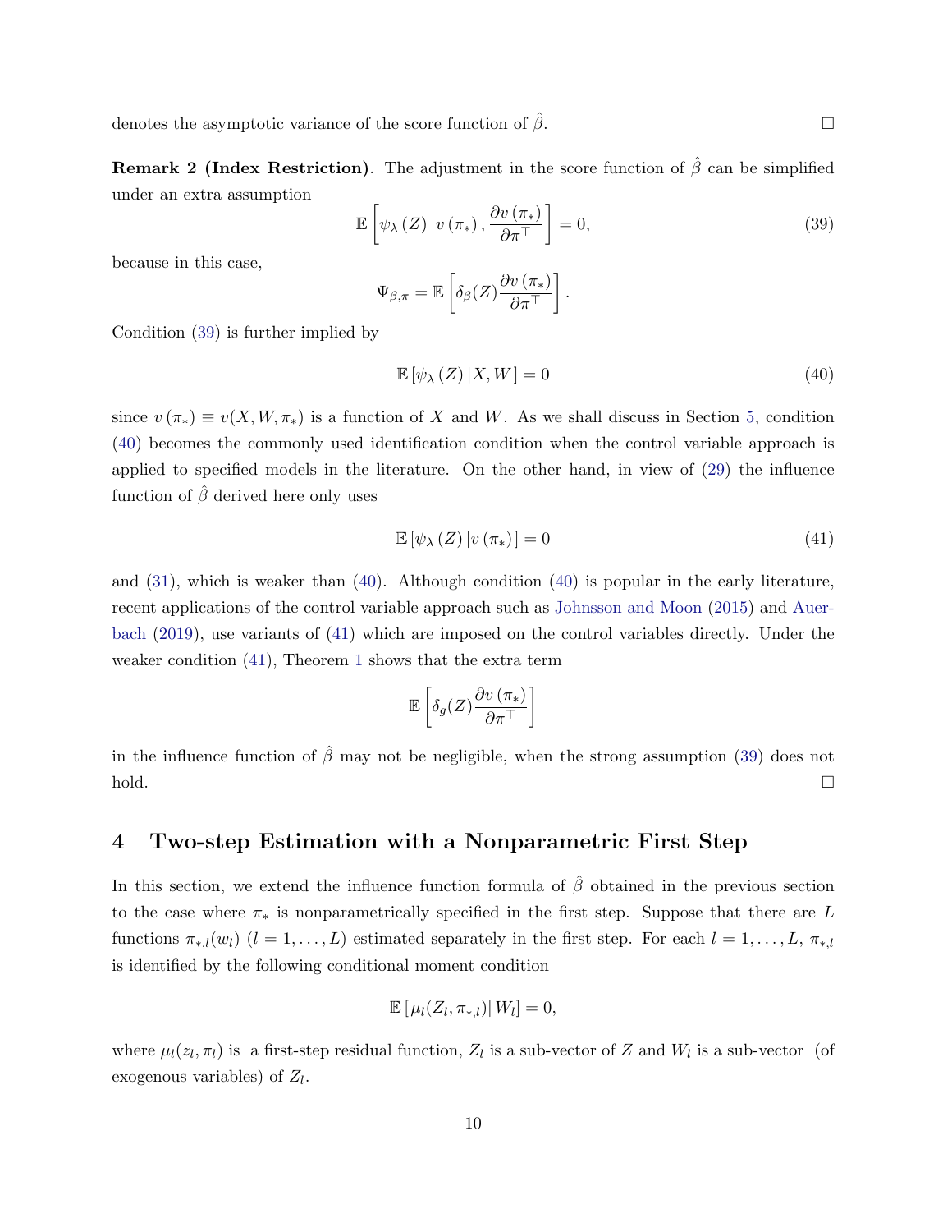denotes the asymptotic variance of the score function of $\hat{\beta}$. $\square$

**Remark 2 (Index Restriction)**. The adjustment in the score function of $\hat{\beta}$ can be simplified under an extra assumption

$$\mathbb{E}\left[\psi_{\lambda}(Z)\,\middle|\, v(\pi_*), \frac{\partial v(\pi_*)}{\partial \pi^{\top}}\right] = 0, \tag{39}$$

because in this case,

$$\Psi_{\beta,\pi} = \mathbb{E}\left[\delta_{\beta}(Z)\frac{\partial v(\pi_*)}{\partial \pi^{\top}}\right].$$

Condition (39) is further implied by

$$\mathbb{E}\left[\psi_{\lambda}(Z)\,|X, W\right] = 0 \tag{40}$$

since $v(\pi_*) \equiv v(X, W, \pi_*)$ is a function of $X$ and $W$. As we shall discuss in Section 5, condition (40) becomes the commonly used identification condition when the control variable approach is applied to specified models in the literature. On the other hand, in view of (29) the influence function of $\hat{\beta}$ derived here only uses

$$\mathbb{E}\left[\psi_{\lambda}(Z)\,|v(\pi_*)\right] = 0 \tag{41}$$

and (31), which is weaker than (40). Although condition (40) is popular in the early literature, recent applications of the control variable approach such as Johnsson and Moon (2015) and Auerbach (2019), use variants of (41) which are imposed on the control variables directly. Under the weaker condition (41), Theorem 1 shows that the extra term

$$\mathbb{E}\left[\delta_{g}(Z)\frac{\partial v(\pi_*)}{\partial \pi^{\top}}\right]$$

in the influence function of $\hat{\beta}$ may not be negligible, when the strong assumption (39) does not hold. $\square$

# 4 Two-step Estimation with a Nonparametric First Step

In this section, we extend the influence function formula of $\hat{\beta}$ obtained in the previous section to the case where $\pi_*$ is nonparametrically specified in the first step. Suppose that there are $L$ functions $\pi_{*,l}(w_l)$ $(l = 1, \ldots, L)$ estimated separately in the first step. For each $l = 1, \ldots, L$, $\pi_{*,l}$ is identified by the following conditional moment condition

$$\mathbb{E}\left[\mu_l(Z_l, \pi_{*,l})\,|\, W_l\right] = 0,$$

where $\mu_l(z_l, \pi_l)$ is a first-step residual function, $Z_l$ is a sub-vector of $Z$ and $W_l$ is a sub-vector (of exogenous variables) of $Z_l$.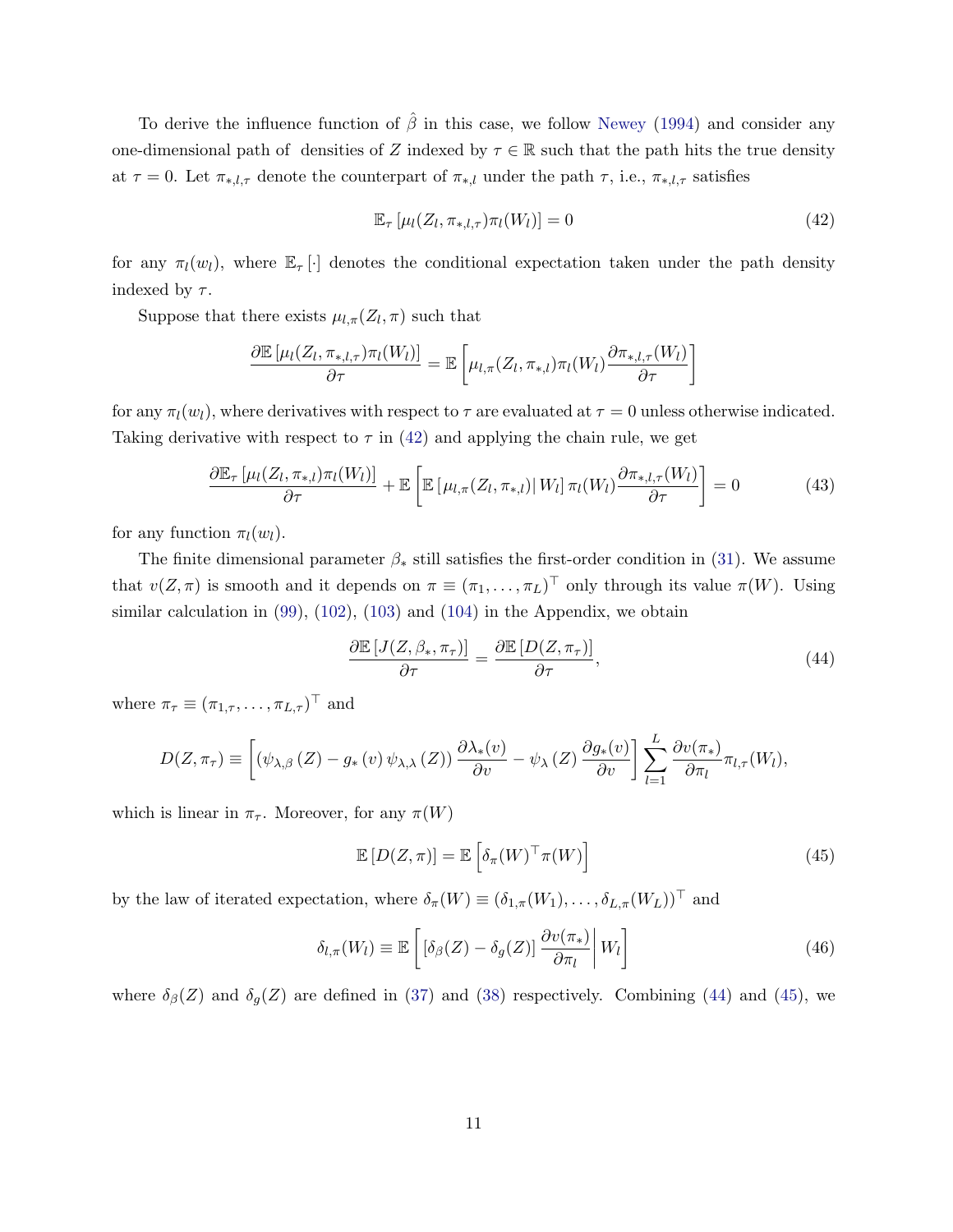To derive the influence function of $\hat{\beta}$ in this case, we follow Newey (1994) and consider any one-dimensional path of densities of $Z$ indexed by $\tau \in \mathbb{R}$ such that the path hits the true density at $\tau = 0$. Let $\pi_{*,l,\tau}$ denote the counterpart of $\pi_{*,l}$ under the path $\tau$, i.e., $\pi_{*,l,\tau}$ satisfies

$$\mathbb{E}_\tau \left[\mu_l(Z_l, \pi_{*,l,\tau})\pi_l(W_l)\right] = 0 \tag{42}$$

for any $\pi_l(w_l)$, where $\mathbb{E}_\tau[\cdot]$ denotes the conditional expectation taken under the path density indexed by $\tau$.

Suppose that there exists $\mu_{l,\pi}(Z_l, \pi)$ such that

$$\frac{\partial \mathbb{E}\left[\mu_l(Z_l, \pi_{*,l,\tau})\pi_l(W_l)\right]}{\partial \tau} = \mathbb{E}\left[\mu_{l,\pi}(Z_l, \pi_{*,l})\pi_l(W_l)\frac{\partial \pi_{*,l,\tau}(W_l)}{\partial \tau}\right]$$

for any $\pi_l(w_l)$, where derivatives with respect to $\tau$ are evaluated at $\tau = 0$ unless otherwise indicated. Taking derivative with respect to $\tau$ in (42) and applying the chain rule, we get

$$\frac{\partial \mathbb{E}_\tau\left[\mu_l(Z_l, \pi_{*,l})\pi_l(W_l)\right]}{\partial \tau} + \mathbb{E}\left[\mathbb{E}\left[\mu_{l,\pi}(Z_l, \pi_{*,l})\middle| W_l\right]\pi_l(W_l)\frac{\partial \pi_{*,l,\tau}(W_l)}{\partial \tau}\right] = 0 \tag{43}$$

for any function $\pi_l(w_l)$.

The finite dimensional parameter $\beta_*$ still satisfies the first-order condition in (31). We assume that $v(Z, \pi)$ is smooth and it depends on $\pi \equiv (\pi_1, \ldots, \pi_L)^\top$ only through its value $\pi(W)$. Using similar calculation in (99), (102), (103) and (104) in the Appendix, we obtain

$$\frac{\partial \mathbb{E}\left[J(Z, \beta_*, \pi_\tau)\right]}{\partial \tau} = \frac{\partial \mathbb{E}\left[D(Z, \pi_\tau)\right]}{\partial \tau}, \tag{44}$$

where $\pi_\tau \equiv (\pi_{1,\tau}, \ldots, \pi_{L,\tau})^\top$ and

$$D(Z, \pi_\tau) \equiv \left[\left(\psi_{\lambda,\beta}(Z) - g_*(v)\,\psi_{\lambda,\lambda}(Z)\right)\frac{\partial \lambda_*(v)}{\partial v} - \psi_\lambda(Z)\frac{\partial g_*(v)}{\partial v}\right]\sum_{l=1}^{L}\frac{\partial v(\pi_*)}{\partial \pi_l}\pi_{l,\tau}(W_l),$$

which is linear in $\pi_\tau$. Moreover, for any $\pi(W)$

$$\mathbb{E}\left[D(Z, \pi)\right] = \mathbb{E}\left[\delta_\pi(W)^\top \pi(W)\right] \tag{45}$$

by the law of iterated expectation, where $\delta_\pi(W) \equiv (\delta_{1,\pi}(W_1), \ldots, \delta_{L,\pi}(W_L))^\top$ and

$$\delta_{l,\pi}(W_l) \equiv \mathbb{E}\left[\left[\delta_\beta(Z) - \delta_g(Z)\right]\frac{\partial v(\pi_*)}{\partial \pi_l}\middle| W_l\right] \tag{46}$$

where $\delta_\beta(Z)$ and $\delta_g(Z)$ are defined in (37) and (38) respectively. Combining (44) and (45), we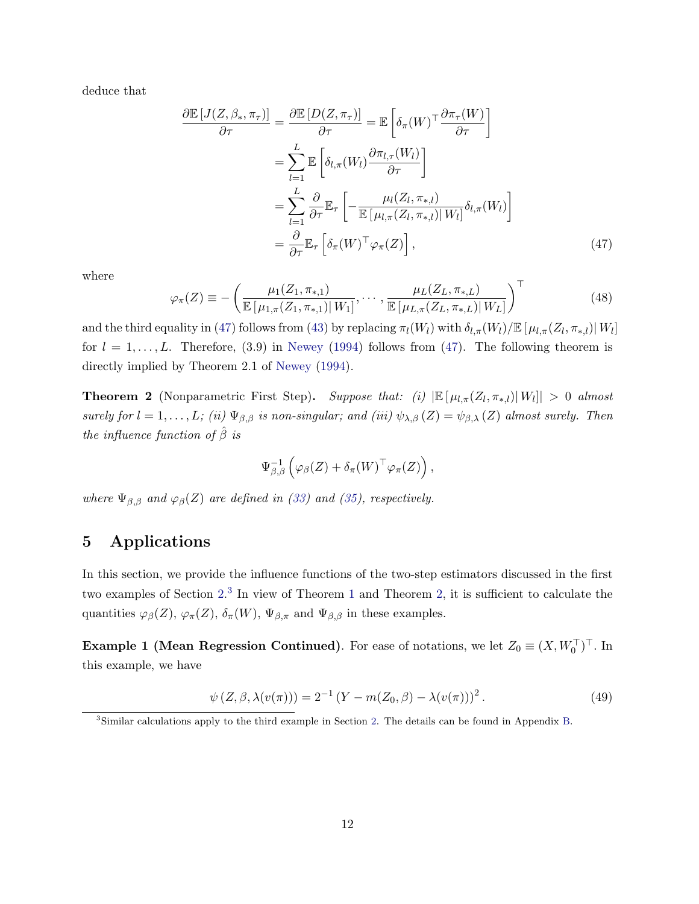deduce that

$$
\begin{aligned}
\frac{\partial \mathbb{E}\left[J(Z,\beta_*,\pi_\tau)\right]}{\partial \tau} = \frac{\partial \mathbb{E}\left[D(Z,\pi_\tau)\right]}{\partial \tau} &= \mathbb{E}\left[\delta_\pi(W)^\top \frac{\partial \pi_\tau(W)}{\partial \tau}\right] \\
&= \sum_{l=1}^{L} \mathbb{E}\left[\delta_{l,\pi}(W_l)\frac{\partial \pi_{l,\tau}(W_l)}{\partial \tau}\right] \\
&= \sum_{l=1}^{L} \frac{\partial}{\partial \tau}\mathbb{E}_\tau\left[-\frac{\mu_l(Z_l,\pi_{*,l})}{\mathbb{E}\left[\mu_{l,\pi}(Z_l,\pi_{*,l})\right|W_l]}\delta_{l,\pi}(W_l)\right] \\
&= \frac{\partial}{\partial \tau}\mathbb{E}_\tau\left[\delta_\pi(W)^\top \varphi_\pi(Z)\right], \qquad (47)
\end{aligned}
$$

where

$$
\varphi_\pi(Z) \equiv -\left(\frac{\mu_1(Z_1,\pi_{*,1})}{\mathbb{E}\left[\mu_{1,\pi}(Z_1,\pi_{*,1})\right|W_1]}, \cdots, \frac{\mu_L(Z_L,\pi_{*,L})}{\mathbb{E}\left[\mu_{L,\pi}(Z_L,\pi_{*,L})\right|W_L]}\right)^\top \qquad (48)
$$

and the third equality in (47) follows from (43) by replacing $\pi_l(W_l)$ with $\delta_{l,\pi}(W_l)/\mathbb{E}\left[\mu_{l,\pi}(Z_l,\pi_{*,l})\right|W_l]$ for $l = 1,\ldots,L$. Therefore, (3.9) in Newey (1994) follows from (47). The following theorem is directly implied by Theorem 2.1 of Newey (1994).

**Theorem 2** (Nonparametric First Step). *Suppose that: (i) $|\mathbb{E}\left[\mu_{l,\pi}(Z_l,\pi_{*,l})\right|W_l]| > 0$ almost surely for $l = 1,\ldots,L$; (ii) $\Psi_{\beta,\beta}$ is non-singular; and (iii) $\psi_{\lambda,\beta}(Z) = \psi_{\beta,\lambda}(Z)$ almost surely. Then the influence function of $\hat{\beta}$ is*

$$
\Psi_{\beta,\beta}^{-1}\left(\varphi_\beta(Z) + \delta_\pi(W)^\top \varphi_\pi(Z)\right),
$$

*where $\Psi_{\beta,\beta}$ and $\varphi_\beta(Z)$ are defined in (33) and (35), respectively.*

## 5 Applications

In this section, we provide the influence functions of the two-step estimators discussed in the first two examples of Section 2.[3] In view of Theorem 1 and Theorem 2, it is sufficient to calculate the quantities $\varphi_\beta(Z)$, $\varphi_\pi(Z)$, $\delta_\pi(W)$, $\Psi_{\beta,\pi}$ and $\Psi_{\beta,\beta}$ in these examples.

**Example 1 (Mean Regression Continued)**. For ease of notations, we let $Z_0 \equiv (X, W_0^\top)^\top$. In this example, we have

$$
\psi\left(Z,\beta,\lambda(v(\pi))\right) = 2^{-1}\left(Y - m(Z_0,\beta) - \lambda(v(\pi))\right)^2. \qquad (49)
$$

[3] Similar calculations apply to the third example in Section 2. The details can be found in Appendix B.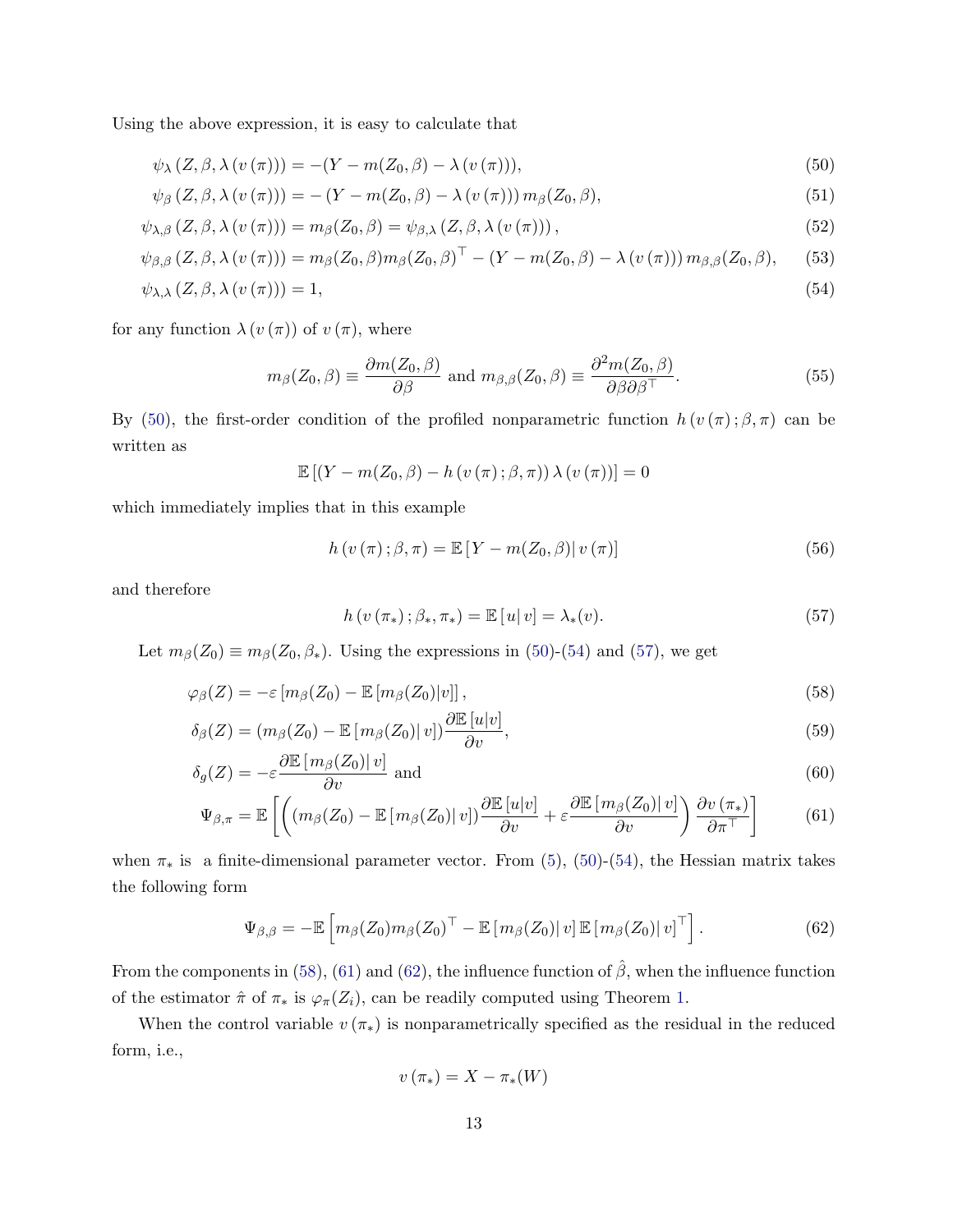Using the above expression, it is easy to calculate that

$$\psi_\lambda\left(Z,\beta,\lambda\left(v\left(\pi\right)\right)\right) = -(Y - m(Z_0,\beta) - \lambda\left(v\left(\pi\right)\right)), \tag{50}$$

$$\psi_\beta\left(Z,\beta,\lambda\left(v\left(\pi\right)\right)\right) = -\left(Y - m(Z_0,\beta) - \lambda\left(v\left(\pi\right)\right)\right) m_\beta(Z_0,\beta), \tag{51}$$

$$\psi_{\lambda,\beta}\left(Z,\beta,\lambda\left(v\left(\pi\right)\right)\right) = m_\beta(Z_0,\beta) = \psi_{\beta,\lambda}\left(Z,\beta,\lambda\left(v\left(\pi\right)\right)\right), \tag{52}$$

$$\psi_{\beta,\beta}\left(Z,\beta,\lambda\left(v\left(\pi\right)\right)\right) = m_\beta(Z_0,\beta)m_\beta(Z_0,\beta)^\top - \left(Y - m(Z_0,\beta) - \lambda\left(v\left(\pi\right)\right)\right) m_{\beta,\beta}(Z_0,\beta), \tag{53}$$

$$\psi_{\lambda,\lambda}\left(Z,\beta,\lambda\left(v\left(\pi\right)\right)\right) = 1, \tag{54}$$

for any function $\lambda\left(v\left(\pi\right)\right)$ of $v\left(\pi\right)$, where

$$m_\beta(Z_0,\beta) \equiv \frac{\partial m(Z_0,\beta)}{\partial \beta} \text{ and } m_{\beta,\beta}(Z_0,\beta) \equiv \frac{\partial^2 m(Z_0,\beta)}{\partial \beta \partial \beta^\top}. \tag{55}$$

By (50), the first-order condition of the profiled nonparametric function $h\left(v\left(\pi\right);\beta,\pi\right)$ can be written as

$$\mathbb{E}\left[\left(Y - m(Z_0,\beta) - h\left(v\left(\pi\right);\beta,\pi\right)\right)\lambda\left(v\left(\pi\right)\right)\right] = 0$$

which immediately implies that in this example

$$h\left(v\left(\pi\right);\beta,\pi\right) = \mathbb{E}\left[\left. Y - m(Z_0,\beta)\right| v\left(\pi\right)\right] \tag{56}$$

and therefore

$$h\left(v\left(\pi_*\right);\beta_*,\pi_*\right) = \mathbb{E}\left[\left. u\right| v\right] = \lambda_*(v). \tag{57}$$

Let $m_\beta(Z_0) \equiv m_\beta(Z_0,\beta_*)$. Using the expressions in (50)-(54) and (57), we get

$$\varphi_\beta(Z) = -\varepsilon\left[m_\beta(Z_0) - \mathbb{E}\left[m_\beta(Z_0)|v\right]\right], \tag{58}$$

$$\delta_\beta(Z) = \left(m_\beta(Z_0) - \mathbb{E}\left[\left. m_\beta(Z_0)\right| v\right]\right)\frac{\partial \mathbb{E}\left[u|v\right]}{\partial v}, \tag{59}$$

$$\delta_g(Z) = -\varepsilon\frac{\partial \mathbb{E}\left[\left. m_\beta(Z_0)\right| v\right]}{\partial v} \text{ and} \tag{60}$$

$$\Psi_{\beta,\pi} = \mathbb{E}\left[\left(\left(m_\beta(Z_0) - \mathbb{E}\left[\left. m_\beta(Z_0)\right| v\right]\right)\frac{\partial \mathbb{E}\left[u|v\right]}{\partial v} + \varepsilon\frac{\partial \mathbb{E}\left[\left. m_\beta(Z_0)\right| v\right]}{\partial v}\right)\frac{\partial v\left(\pi_*\right)}{\partial \pi^\top}\right] \tag{61}$$

when $\pi_*$ is a finite-dimensional parameter vector. From (5), (50)-(54), the Hessian matrix takes the following form

$$\Psi_{\beta,\beta} = -\mathbb{E}\left[m_\beta(Z_0)m_\beta(Z_0)^\top - \mathbb{E}\left[\left. m_\beta(Z_0)\right| v\right]\mathbb{E}\left[\left. m_\beta(Z_0)\right| v\right]^\top\right]. \tag{62}$$

From the components in (58), (61) and (62), the influence function of $\hat{\beta}$, when the influence function of the estimator $\hat{\pi}$ of $\pi_*$ is $\varphi_\pi(Z_i)$, can be readily computed using Theorem 1.

When the control variable $v\left(\pi_*\right)$ is nonparametrically specified as the residual in the reduced form, i.e.,

$$v\left(\pi_*\right) = X - \pi_*(W)$$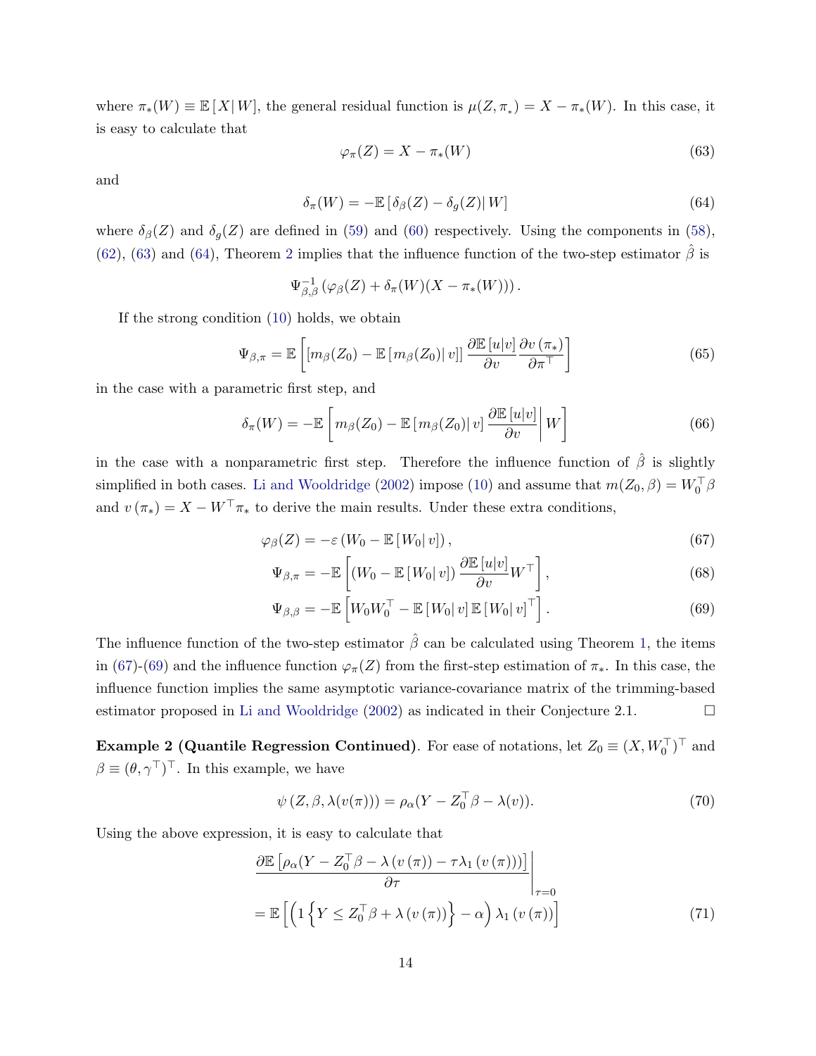where $\pi_*(W) \equiv \mathbb{E}[X|W]$, the general residual function is $\mu(Z, \pi_*) = X - \pi_*(W)$. In this case, it is easy to calculate that

$$\varphi_\pi(Z) = X - \pi_*(W) \tag{63}$$

and

$$\delta_\pi(W) = -\mathbb{E}[\delta_\beta(Z) - \delta_g(Z)|W] \tag{64}$$

where $\delta_\beta(Z)$ and $\delta_g(Z)$ are defined in (59) and (60) respectively. Using the components in (58), (62), (63) and (64), Theorem 2 implies that the influence function of the two-step estimator $\hat{\beta}$ is

$$\Psi_{\beta,\beta}^{-1}\left(\varphi_\beta(Z) + \delta_\pi(W)(X - \pi_*(W))\right).$$

If the strong condition (10) holds, we obtain

$$\Psi_{\beta,\pi} = \mathbb{E}\left[\left[m_\beta(Z_0) - \mathbb{E}[m_\beta(Z_0)|v]\right]\frac{\partial \mathbb{E}[u|v]}{\partial v}\frac{\partial v(\pi_*)}{\partial \pi^\top}\right] \tag{65}$$

in the case with a parametric first step, and

$$\delta_\pi(W) = -\mathbb{E}\left[m_\beta(Z_0) - \mathbb{E}[m_\beta(Z_0)|v]\frac{\partial \mathbb{E}[u|v]}{\partial v}\middle| W\right] \tag{66}$$

in the case with a nonparametric first step. Therefore the influence function of $\hat{\beta}$ is slightly simplified in both cases. Li and Wooldridge (2002) impose (10) and assume that $m(Z_0, \beta) = W_0^\top \beta$ and $v(\pi_*) = X - W^\top \pi_*$ to derive the main results. Under these extra conditions,

$$\varphi_\beta(Z) = -\varepsilon\left(W_0 - \mathbb{E}[W_0|v]\right), \tag{67}$$

$$\Psi_{\beta,\pi} = -\mathbb{E}\left[\left(W_0 - \mathbb{E}[W_0|v]\right)\frac{\partial \mathbb{E}[u|v]}{\partial v}W^\top\right], \tag{68}$$

$$\Psi_{\beta,\beta} = -\mathbb{E}\left[W_0 W_0^\top - \mathbb{E}[W_0|v]\,\mathbb{E}[W_0|v]^\top\right]. \tag{69}$$

The influence function of the two-step estimator $\hat{\beta}$ can be calculated using Theorem 1, the items in (67)-(69) and the influence function $\varphi_\pi(Z)$ from the first-step estimation of $\pi_*$. In this case, the influence function implies the same asymptotic variance-covariance matrix of the trimming-based estimator proposed in Li and Wooldridge (2002) as indicated in their Conjecture 2.1. □

**Example 2 (Quantile Regression Continued)**. For ease of notations, let $Z_0 \equiv (X, W_0^\top)^\top$ and $\beta \equiv (\theta, \gamma^\top)^\top$. In this example, we have

$$\psi\left(Z, \beta, \lambda(v(\pi))\right) = \rho_\alpha(Y - Z_0^\top \beta - \lambda(v)). \tag{70}$$

Using the above expression, it is easy to calculate that

$$\left.\frac{\partial \mathbb{E}\left[\rho_\alpha(Y - Z_0^\top \beta - \lambda(v(\pi)) - \tau\lambda_1(v(\pi)))\right]}{\partial \tau}\right|_{\tau=0}$$
$$= \mathbb{E}\left[\left(1\left\{Y \leq Z_0^\top \beta + \lambda(v(\pi))\right\} - \alpha\right)\lambda_1(v(\pi))\right] \tag{71}$$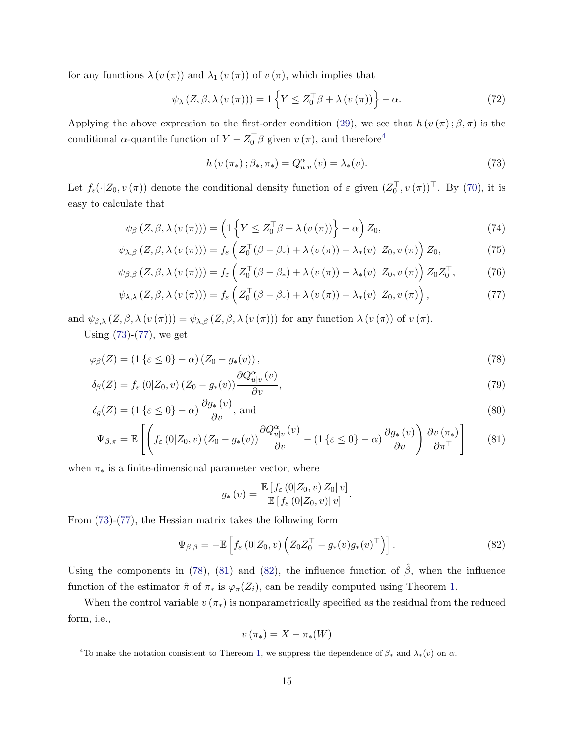for any functions $\lambda(v(\pi))$ and $\lambda_1(v(\pi))$ of $v(\pi)$, which implies that

$$\psi_\lambda(Z, \beta, \lambda(v(\pi))) = 1\left\{Y \leq Z_0^\top \beta + \lambda(v(\pi))\right\} - \alpha. \tag{72}$$

Applying the above expression to the first-order condition (29), we see that $h(v(\pi); \beta, \pi)$ is the conditional $\alpha$-quantile function of $Y - Z_0^\top \beta$ given $v(\pi)$, and therefore[4]

$$h(v(\pi_*); \beta_*, \pi_*) = Q_{u|v}^\alpha(v) = \lambda_*(v). \tag{73}$$

Let $f_\varepsilon(\cdot|Z_0, v(\pi))$ denote the conditional density function of $\varepsilon$ given $(Z_0^\top, v(\pi))^\top$. By (70), it is easy to calculate that

$$\psi_\beta(Z, \beta, \lambda(v(\pi))) = \left(1\left\{Y \leq Z_0^\top \beta + \lambda(v(\pi))\right\} - \alpha\right) Z_0, \tag{74}$$

$$\psi_{\lambda,\beta}(Z, \beta, \lambda(v(\pi))) = f_\varepsilon\left(Z_0^\top(\beta - \beta_*) + \lambda(v(\pi)) - \lambda_*(v) \middle| Z_0, v(\pi)\right) Z_0, \tag{75}$$

$$\psi_{\beta,\beta}(Z, \beta, \lambda(v(\pi))) = f_\varepsilon\left(Z_0^\top(\beta - \beta_*) + \lambda(v(\pi)) - \lambda_*(v) \middle| Z_0, v(\pi)\right) Z_0 Z_0^\top, \tag{76}$$

$$\psi_{\lambda,\lambda}(Z, \beta, \lambda(v(\pi))) = f_\varepsilon\left(Z_0^\top(\beta - \beta_*) + \lambda(v(\pi)) - \lambda_*(v) \middle| Z_0, v(\pi)\right), \tag{77}$$

and $\psi_{\beta,\lambda}(Z, \beta, \lambda(v(\pi))) = \psi_{\lambda,\beta}(Z, \beta, \lambda(v(\pi)))$ for any function $\lambda(v(\pi))$ of $v(\pi)$.

Using (73)-(77), we get

$$\varphi_\beta(Z) = (1\{\varepsilon \leq 0\} - \alpha)(Z_0 - g_*(v)), \tag{78}$$

$$\delta_\beta(Z) = f_\varepsilon(0|Z_0, v)(Z_0 - g_*(v)) \frac{\partial Q_{u|v}^\alpha(v)}{\partial v}, \tag{79}$$

$$\delta_g(Z) = (1\{\varepsilon \leq 0\} - \alpha) \frac{\partial g_*(v)}{\partial v}, \text{ and} \tag{80}$$

$$\Psi_{\beta,\pi} = \mathbb{E}\left[\left(f_\varepsilon(0|Z_0, v)(Z_0 - g_*(v)) \frac{\partial Q_{u|v}^\alpha(v)}{\partial v} - (1\{\varepsilon \leq 0\} - \alpha) \frac{\partial g_*(v)}{\partial v}\right) \frac{\partial v(\pi_*)}{\partial \pi^\top}\right] \tag{81}$$

when $\pi_*$ is a finite-dimensional parameter vector, where

$$g_*(v) = \frac{\mathbb{E}[f_\varepsilon(0|Z_0, v) Z_0 | v]}{\mathbb{E}[f_\varepsilon(0|Z_0, v) | v]}.$$

From (73)-(77), the Hessian matrix takes the following form

$$\Psi_{\beta,\beta} = -\mathbb{E}\left[f_\varepsilon(0|Z_0, v)\left(Z_0 Z_0^\top - g_*(v) g_*(v)^\top\right)\right]. \tag{82}$$

Using the components in (78), (81) and (82), the influence function of $\hat{\beta}$, when the influence function of the estimator $\hat{\pi}$ of $\pi_*$ is $\varphi_\pi(Z_i)$, can be readily computed using Theorem 1.

When the control variable $v(\pi_*)$ is nonparametrically specified as the residual from the reduced form, i.e.,

$$v(\pi_*) = X - \pi_*(W)$$

[4] To make the notation consistent to Thereom 1, we suppress the dependence of $\beta_*$ and $\lambda_*(v)$ on $\alpha$.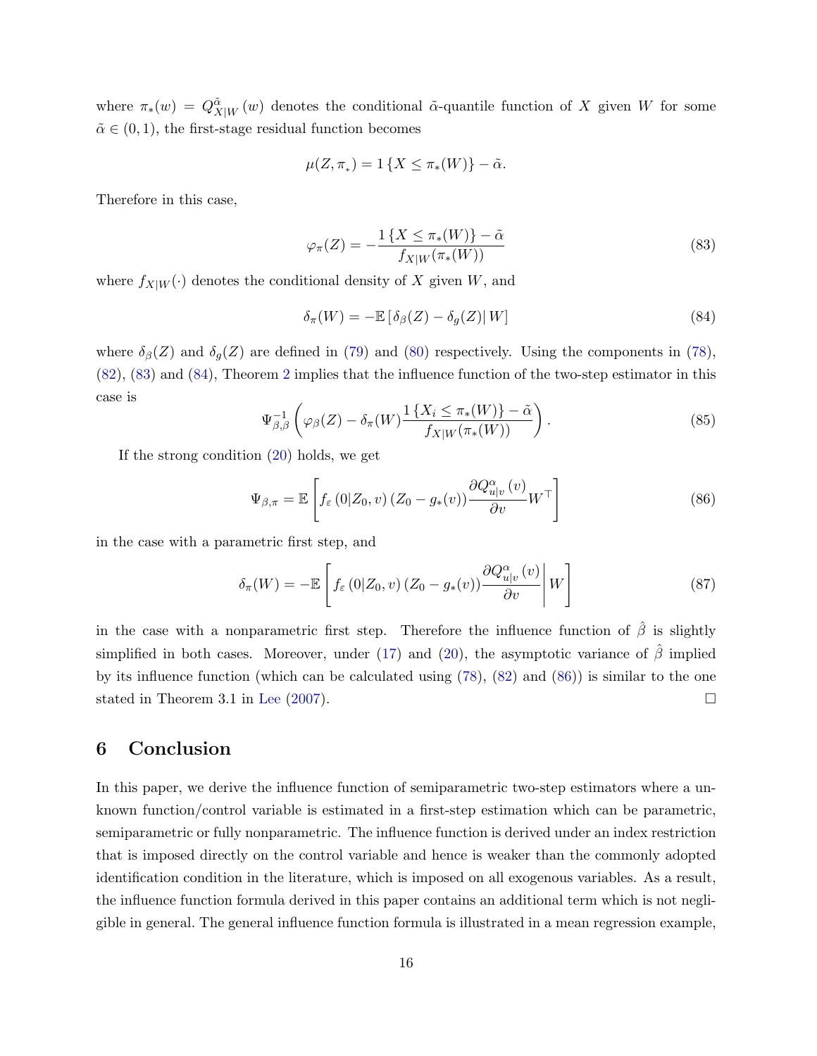where $\pi_*(w) = Q^{\tilde{\alpha}}_{X|W}(w)$ denotes the conditional $\tilde{\alpha}$-quantile function of $X$ given $W$ for some $\tilde{\alpha} \in (0,1)$, the first-stage residual function becomes

$$\mu(Z, \pi_*) = 1\{X \leq \pi_*(W)\} - \tilde{\alpha}.$$

Therefore in this case,

$$\varphi_\pi(Z) = -\frac{1\{X \leq \pi_*(W)\} - \tilde{\alpha}}{f_{X|W}(\pi_*(W))} \tag{83}$$

where $f_{X|W}(\cdot)$ denotes the conditional density of $X$ given $W$, and

$$\delta_\pi(W) = -\mathbb{E}\left[\delta_\beta(Z) - \delta_g(Z)\right| W] \tag{84}$$

where $\delta_\beta(Z)$ and $\delta_g(Z)$ are defined in (79) and (80) respectively. Using the components in (78), (82), (83) and (84), Theorem 2 implies that the influence function of the two-step estimator in this case is

$$\Psi^{-1}_{\beta,\beta}\left(\varphi_\beta(Z) - \delta_\pi(W)\frac{1\{X_i \leq \pi_*(W)\} - \tilde{\alpha}}{f_{X|W}(\pi_*(W))}\right). \tag{85}$$

If the strong condition (20) holds, we get

$$\Psi_{\beta,\pi} = \mathbb{E}\left[f_\varepsilon\left(0|Z_0, v\right)\left(Z_0 - g_*(v)\right)\frac{\partial Q^{\alpha}_{u|v}(v)}{\partial v}W^\top\right] \tag{86}$$

in the case with a parametric first step, and

$$\delta_\pi(W) = -\mathbb{E}\left[f_\varepsilon\left(0|Z_0, v\right)\left(Z_0 - g_*(v)\right)\frac{\partial Q^{\alpha}_{u|v}(v)}{\partial v}\right| W\right] \tag{87}$$

in the case with a nonparametric first step. Therefore the influence function of $\hat{\beta}$ is slightly simplified in both cases. Moreover, under (17) and (20), the asymptotic variance of $\hat{\beta}$ implied by its influence function (which can be calculated using (78), (82) and (86)) is similar to the one stated in Theorem 3.1 in Lee (2007). □

# 6 Conclusion

In this paper, we derive the influence function of semiparametric two-step estimators where a unknown function/control variable is estimated in a first-step estimation which can be parametric, semiparametric or fully nonparametric. The influence function is derived under an index restriction that is imposed directly on the control variable and hence is weaker than the commonly adopted identification condition in the literature, which is imposed on all exogenous variables. As a result, the influence function formula derived in this paper contains an additional term which is not negligible in general. The general influence function formula is illustrated in a mean regression example,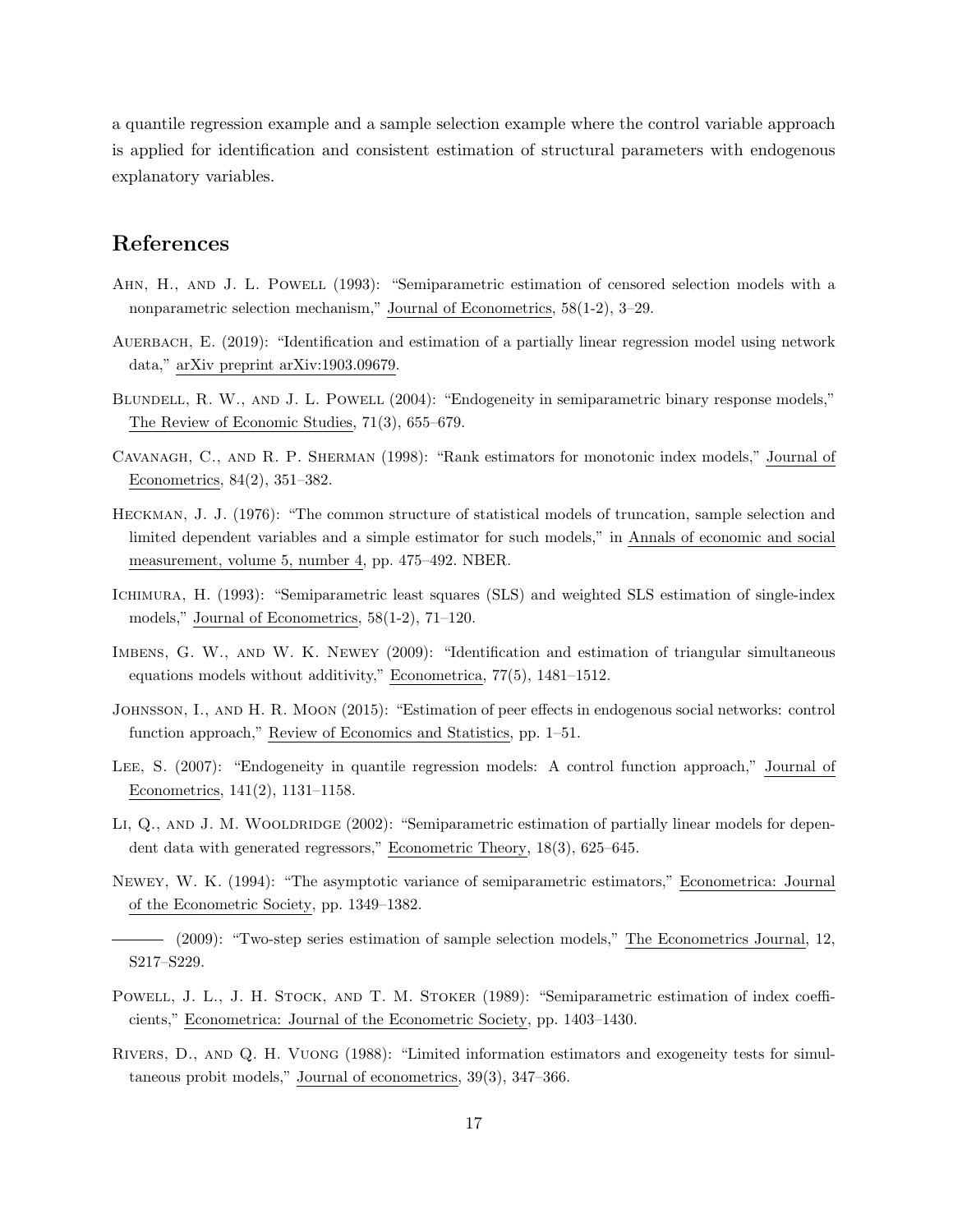a quantile regression example and a sample selection example where the control variable approach is applied for identification and consistent estimation of structural parameters with endogenous explanatory variables.

## References

Ahn, H., and J. L. Powell (1993): "Semiparametric estimation of censored selection models with a nonparametric selection mechanism," Journal of Econometrics, 58(1-2), 3–29.

Auerbach, E. (2019): "Identification and estimation of a partially linear regression model using network data," arXiv preprint arXiv:1903.09679.

Blundell, R. W., and J. L. Powell (2004): "Endogeneity in semiparametric binary response models," The Review of Economic Studies, 71(3), 655–679.

Cavanagh, C., and R. P. Sherman (1998): "Rank estimators for monotonic index models," Journal of Econometrics, 84(2), 351–382.

Heckman, J. J. (1976): "The common structure of statistical models of truncation, sample selection and limited dependent variables and a simple estimator for such models," in Annals of economic and social measurement, volume 5, number 4, pp. 475–492. NBER.

Ichimura, H. (1993): "Semiparametric least squares (SLS) and weighted SLS estimation of single-index models," Journal of Econometrics, 58(1-2), 71–120.

Imbens, G. W., and W. K. Newey (2009): "Identification and estimation of triangular simultaneous equations models without additivity," Econometrica, 77(5), 1481–1512.

Johnsson, I., and H. R. Moon (2015): "Estimation of peer effects in endogenous social networks: control function approach," Review of Economics and Statistics, pp. 1–51.

Lee, S. (2007): "Endogeneity in quantile regression models: A control function approach," Journal of Econometrics, 141(2), 1131–1158.

Li, Q., and J. M. Wooldridge (2002): "Semiparametric estimation of partially linear models for dependent data with generated regressors," Econometric Theory, 18(3), 625–645.

Newey, W. K. (1994): "The asymptotic variance of semiparametric estimators," Econometrica: Journal of the Econometric Society, pp. 1349–1382.

——— (2009): "Two-step series estimation of sample selection models," The Econometrics Journal, 12, S217–S229.

Powell, J. L., J. H. Stock, and T. M. Stoker (1989): "Semiparametric estimation of index coefficients," Econometrica: Journal of the Econometric Society, pp. 1403–1430.

Rivers, D., and Q. H. Vuong (1988): "Limited information estimators and exogeneity tests for simultaneous probit models," Journal of econometrics, 39(3), 347–366.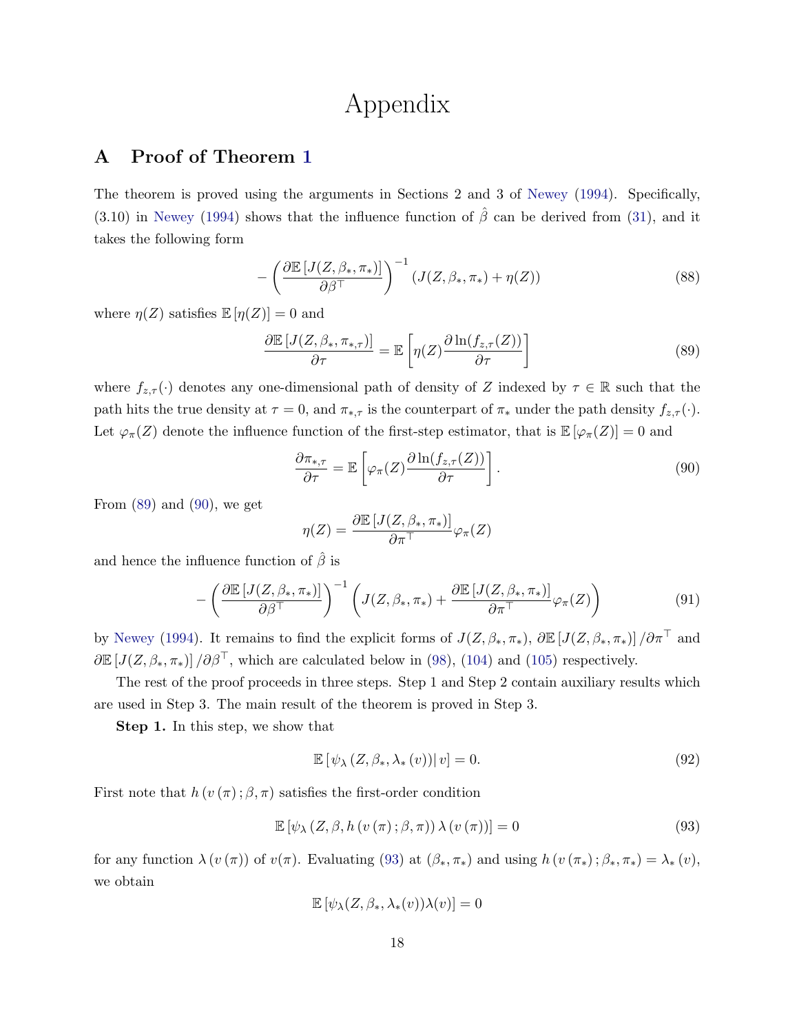# Appendix

## A Proof of Theorem 1

The theorem is proved using the arguments in Sections 2 and 3 of Newey (1994). Specifically, (3.10) in Newey (1994) shows that the influence function of $\hat{\beta}$ can be derived from (31), and it takes the following form

$$
-\left(\frac{\partial \mathbb{E}\left[J(Z,\beta_*,\pi_*)\right]}{\partial \beta^\top}\right)^{-1}\left(J(Z,\beta_*,\pi_*)+\eta(Z)\right) \tag{88}
$$

where $\eta(Z)$ satisfies $\mathbb{E}\left[\eta(Z)\right]=0$ and

$$
\frac{\partial \mathbb{E}\left[J(Z,\beta_*,\pi_{*,\tau})\right]}{\partial \tau}=\mathbb{E}\left[\eta(Z)\frac{\partial \ln(f_{z,\tau}(Z))}{\partial \tau}\right] \tag{89}
$$

where $f_{z,\tau}(\cdot)$ denotes any one-dimensional path of density of $Z$ indexed by $\tau\in\mathbb{R}$ such that the path hits the true density at $\tau=0$, and $\pi_{*,\tau}$ is the counterpart of $\pi_*$ under the path density $f_{z,\tau}(\cdot)$. Let $\varphi_\pi(Z)$ denote the influence function of the first-step estimator, that is $\mathbb{E}\left[\varphi_\pi(Z)\right]=0$ and

$$
\frac{\partial \pi_{*,\tau}}{\partial \tau}=\mathbb{E}\left[\varphi_\pi(Z)\frac{\partial \ln(f_{z,\tau}(Z))}{\partial \tau}\right]. \tag{90}
$$

From (89) and (90), we get

$$
\eta(Z)=\frac{\partial \mathbb{E}\left[J(Z,\beta_*,\pi_*)\right]}{\partial \pi^\top}\varphi_\pi(Z)
$$

and hence the influence function of $\hat{\beta}$ is

$$
-\left(\frac{\partial \mathbb{E}\left[J(Z,\beta_*,\pi_*)\right]}{\partial \beta^\top}\right)^{-1}\left(J(Z,\beta_*,\pi_*)+\frac{\partial \mathbb{E}\left[J(Z,\beta_*,\pi_*)\right]}{\partial \pi^\top}\varphi_\pi(Z)\right) \tag{91}
$$

by Newey (1994). It remains to find the explicit forms of $J(Z,\beta_*,\pi_*)$, $\partial \mathbb{E}\left[J(Z,\beta_*,\pi_*)\right]/\partial \pi^\top$ and $\partial \mathbb{E}\left[J(Z,\beta_*,\pi_*)\right]/\partial \beta^\top$, which are calculated below in (98), (104) and (105) respectively.

The rest of the proof proceeds in three steps. Step 1 and Step 2 contain auxiliary results which are used in Step 3. The main result of the theorem is proved in Step 3.

**Step 1.** In this step, we show that

$$
\mathbb{E}\left[\left.\psi_\lambda\left(Z,\beta_*,\lambda_*\left(v\right)\right)\right|v\right]=0. \tag{92}
$$

First note that $h\left(v\left(\pi\right);\beta,\pi\right)$ satisfies the first-order condition

$$
\mathbb{E}\left[\psi_\lambda\left(Z,\beta,h\left(v\left(\pi\right);\beta,\pi\right)\right)\lambda\left(v\left(\pi\right)\right)\right]=0 \tag{93}
$$

for any function $\lambda\left(v\left(\pi\right)\right)$ of $v(\pi)$. Evaluating (93) at $(\beta_*,\pi_*)$ and using $h\left(v\left(\pi_*\right);\beta_*,\pi_*\right)=\lambda_*\left(v\right)$, we obtain

$$
\mathbb{E}\left[\psi_\lambda(Z,\beta_*,\lambda_*(v))\lambda(v)\right]=0
$$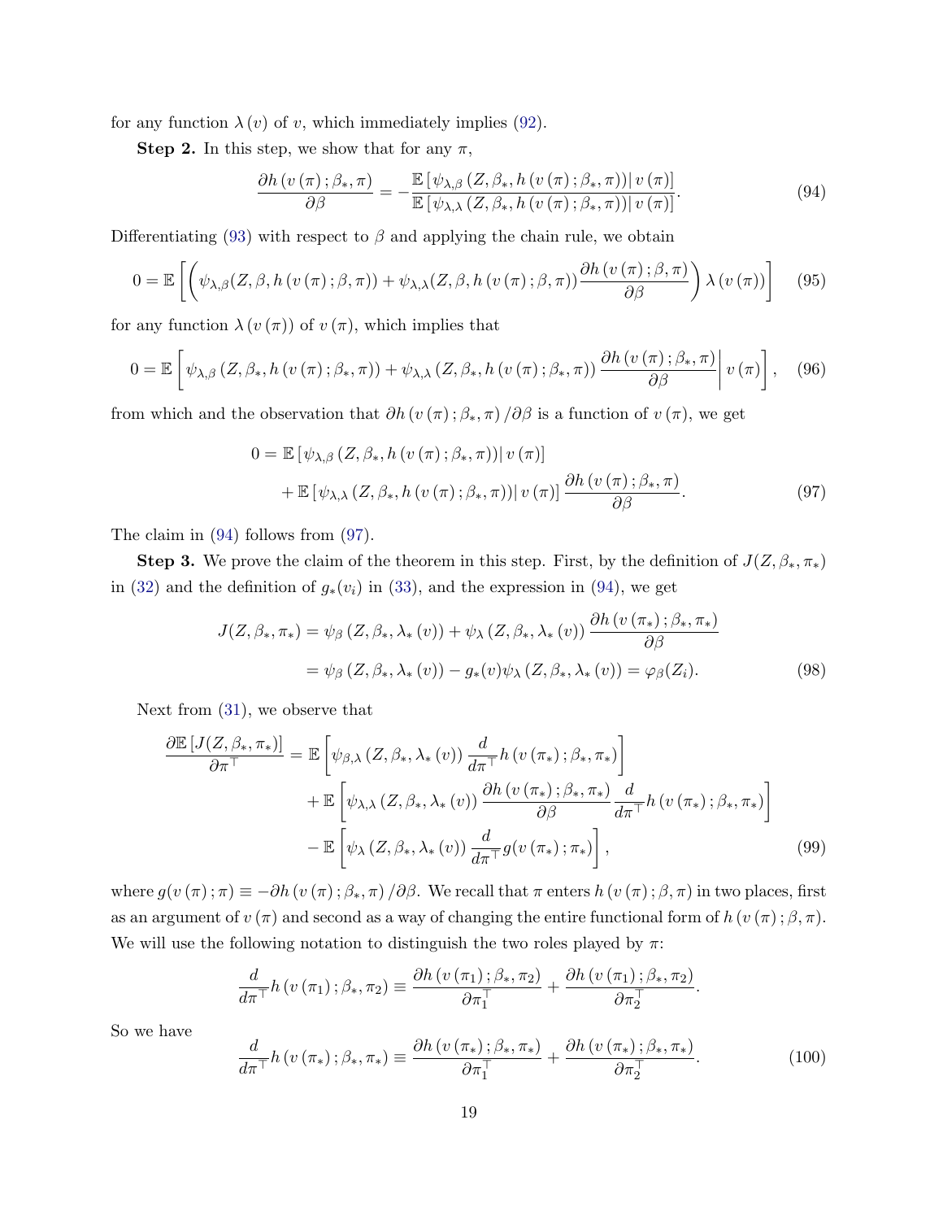for any function $\lambda(v)$ of $v$, which immediately implies (92).

**Step 2.** In this step, we show that for any $\pi$,

$$\frac{\partial h(v(\pi);\beta_*,\pi)}{\partial\beta} = -\frac{\mathbb{E}\left[\psi_{\lambda,\beta}(Z,\beta_*,h(v(\pi);\beta_*,\pi))\middle|\, v(\pi)\right]}{\mathbb{E}\left[\psi_{\lambda,\lambda}(Z,\beta_*,h(v(\pi);\beta_*,\pi))\middle|\, v(\pi)\right]}. \tag{94}$$

Differentiating (93) with respect to $\beta$ and applying the chain rule, we obtain

$$0 = \mathbb{E}\left[\left(\psi_{\lambda,\beta}(Z,\beta,h(v(\pi);\beta,\pi)) + \psi_{\lambda,\lambda}(Z,\beta,h(v(\pi);\beta,\pi))\frac{\partial h(v(\pi);\beta,\pi)}{\partial\beta}\right)\lambda(v(\pi))\right] \tag{95}$$

for any function $\lambda(v(\pi))$ of $v(\pi)$, which implies that

$$0 = \mathbb{E}\left[\psi_{\lambda,\beta}(Z,\beta_*,h(v(\pi);\beta_*,\pi)) + \psi_{\lambda,\lambda}(Z,\beta_*,h(v(\pi);\beta_*,\pi))\frac{\partial h(v(\pi);\beta_*,\pi)}{\partial\beta}\middle|\, v(\pi)\right], \tag{96}$$

from which and the observation that $\partial h(v(\pi);\beta_*,\pi)/\partial\beta$ is a function of $v(\pi)$, we get

$$\begin{aligned} 0 &= \mathbb{E}\left[\psi_{\lambda,\beta}(Z,\beta_*,h(v(\pi);\beta_*,\pi))\middle|\, v(\pi)\right] \\ &\quad + \mathbb{E}\left[\psi_{\lambda,\lambda}(Z,\beta_*,h(v(\pi);\beta_*,\pi))\middle|\, v(\pi)\right]\frac{\partial h(v(\pi);\beta_*,\pi)}{\partial\beta}. \end{aligned} \tag{97}$$

The claim in (94) follows from (97).

**Step 3.** We prove the claim of the theorem in this step. First, by the definition of $J(Z,\beta_*,\pi_*)$ in (32) and the definition of $g_*(v_i)$ in (33), and the expression in (94), we get

$$\begin{aligned} J(Z,\beta_*,\pi_*) &= \psi_\beta(Z,\beta_*,\lambda_*(v)) + \psi_\lambda(Z,\beta_*,\lambda_*(v))\frac{\partial h(v(\pi_*);\beta_*,\pi_*)}{\partial\beta} \\ &= \psi_\beta(Z,\beta_*,\lambda_*(v)) - g_*(v)\psi_\lambda(Z,\beta_*,\lambda_*(v)) = \varphi_\beta(Z_i). \end{aligned} \tag{98}$$

Next from (31), we observe that

$$\begin{aligned} \frac{\partial\mathbb{E}\left[J(Z,\beta_*,\pi_*)\right]}{\partial\pi^\top} &= \mathbb{E}\left[\psi_{\beta,\lambda}(Z,\beta_*,\lambda_*(v))\frac{d}{d\pi^\top}h(v(\pi_*);\beta_*,\pi_*)\right] \\ &\quad + \mathbb{E}\left[\psi_{\lambda,\lambda}(Z,\beta_*,\lambda_*(v))\frac{\partial h(v(\pi_*);\beta_*,\pi_*)}{\partial\beta}\frac{d}{d\pi^\top}h(v(\pi_*);\beta_*,\pi_*)\right] \\ &\quad - \mathbb{E}\left[\psi_\lambda(Z,\beta_*,\lambda_*(v))\frac{d}{d\pi^\top}g(v(\pi_*);\pi_*)\right], \end{aligned} \tag{99}$$

where $g(v(\pi);\pi) \equiv -\partial h(v(\pi);\beta_*,\pi)/\partial\beta$. We recall that $\pi$ enters $h(v(\pi);\beta,\pi)$ in two places, first as an argument of $v(\pi)$ and second as a way of changing the entire functional form of $h(v(\pi);\beta,\pi)$. We will use the following notation to distinguish the two roles played by $\pi$:

$$\frac{d}{d\pi^\top}h(v(\pi_1);\beta_*,\pi_2) \equiv \frac{\partial h(v(\pi_1);\beta_*,\pi_2)}{\partial\pi_1^\top} + \frac{\partial h(v(\pi_1);\beta_*,\pi_2)}{\partial\pi_2^\top}.$$

So we have

$$\frac{d}{d\pi^\top}h(v(\pi_*);\beta_*,\pi_*) \equiv \frac{\partial h(v(\pi_*);\beta_*,\pi_*)}{\partial\pi_1^\top} + \frac{\partial h(v(\pi_*);\beta_*,\pi_*)}{\partial\pi_2^\top}. \tag{100}$$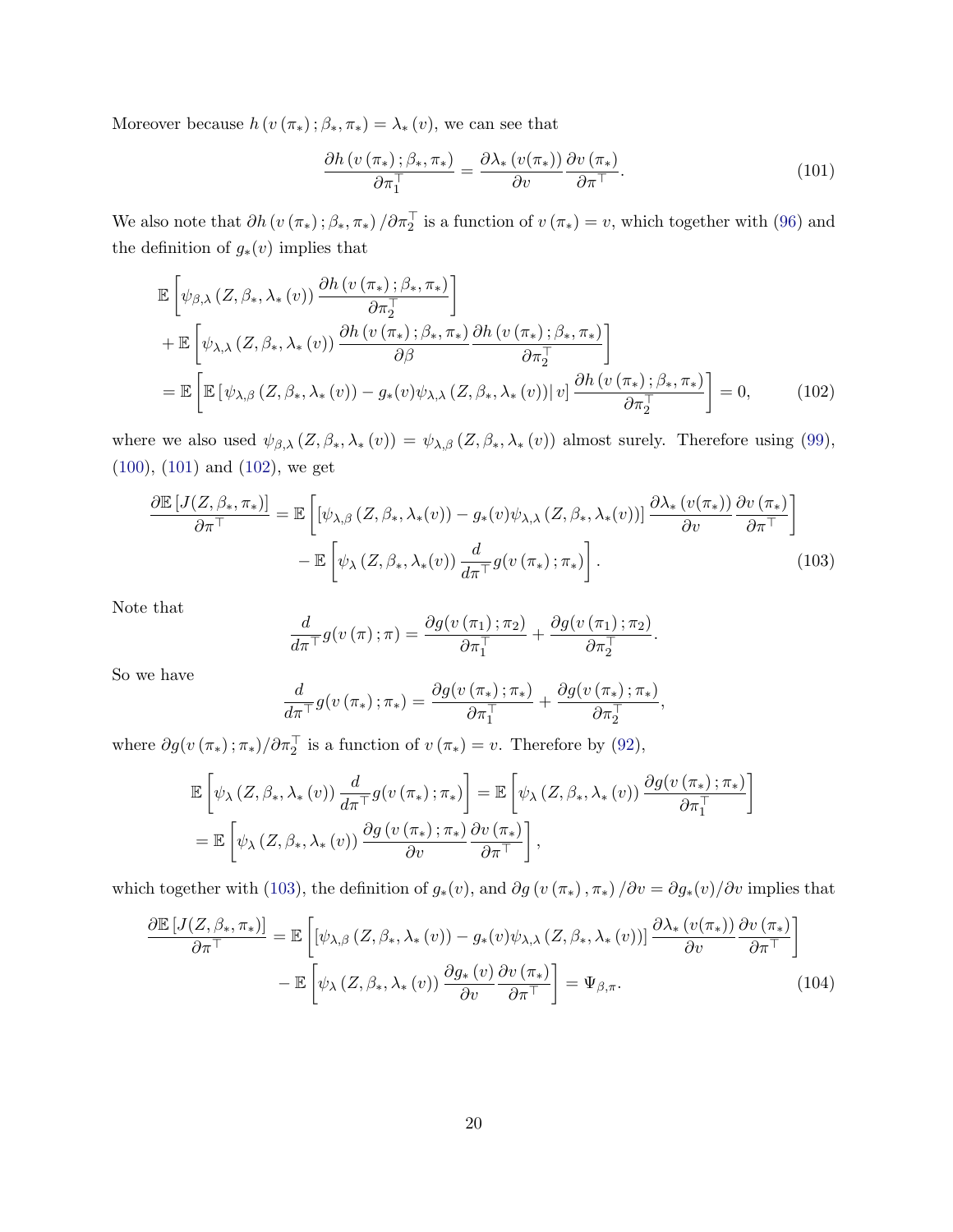Moreover because $h\left(v\left(\pi_*\right);\beta_*,\pi_*\right)=\lambda_*\left(v\right)$, we can see that

$$
\frac{\partial h\left(v\left(\pi_*\right);\beta_*,\pi_*\right)}{\partial \pi_1^\top}=\frac{\partial \lambda_*\left(v(\pi_*)\right)}{\partial v}\frac{\partial v\left(\pi_*\right)}{\partial \pi^\top}. \tag{101}
$$

We also note that $\partial h\left(v\left(\pi_*\right);\beta_*,\pi_*\right)/\partial \pi_2^\top$ is a function of $v\left(\pi_*\right)=v$, which together with (96) and the definition of $g_*(v)$ implies that

$$
\begin{aligned}
&\mathbb{E}\left[\psi_{\beta,\lambda}\left(Z,\beta_*,\lambda_*\left(v\right)\right)\frac{\partial h\left(v\left(\pi_*\right);\beta_*,\pi_*\right)}{\partial \pi_2^\top}\right]\\
&+\mathbb{E}\left[\psi_{\lambda,\lambda}\left(Z,\beta_*,\lambda_*\left(v\right)\right)\frac{\partial h\left(v\left(\pi_*\right);\beta_*,\pi_*\right)}{\partial \beta}\frac{\partial h\left(v\left(\pi_*\right);\beta_*,\pi_*\right)}{\partial \pi_2^\top}\right]\\
&=\mathbb{E}\left[\mathbb{E}\left[\psi_{\lambda,\beta}\left(Z,\beta_*,\lambda_*\left(v\right)\right)-g_*(v)\psi_{\lambda,\lambda}\left(Z,\beta_*,\lambda_*\left(v\right)\right)\middle| v\right]\frac{\partial h\left(v\left(\pi_*\right);\beta_*,\pi_*\right)}{\partial \pi_2^\top}\right]=0,
\end{aligned} \tag{102}
$$

where we also used $\psi_{\beta,\lambda}\left(Z,\beta_*,\lambda_*\left(v\right)\right)=\psi_{\lambda,\beta}\left(Z,\beta_*,\lambda_*\left(v\right)\right)$ almost surely. Therefore using (99), (100), (101) and (102), we get

$$
\begin{aligned}
\frac{\partial \mathbb{E}\left[J(Z,\beta_*,\pi_*)\right]}{\partial \pi^\top}=&\ \mathbb{E}\left[\left[\psi_{\lambda,\beta}\left(Z,\beta_*,\lambda_*(v)\right)-g_*(v)\psi_{\lambda,\lambda}\left(Z,\beta_*,\lambda_*(v)\right)\right]\frac{\partial \lambda_*\left(v(\pi_*)\right)}{\partial v}\frac{\partial v\left(\pi_*\right)}{\partial \pi^\top}\right]\\
&-\mathbb{E}\left[\psi_{\lambda}\left(Z,\beta_*,\lambda_*(v)\right)\frac{d}{d\pi^\top}g(v\left(\pi_*\right);\pi_*)\right].
\end{aligned} \tag{103}
$$

Note that

$$
\frac{d}{d\pi^\top}g(v\left(\pi\right);\pi)=\frac{\partial g(v\left(\pi_1\right);\pi_2)}{\partial \pi_1^\top}+\frac{\partial g(v\left(\pi_1\right);\pi_2)}{\partial \pi_2^\top}.
$$

So we have

$$
\frac{d}{d\pi^\top}g(v\left(\pi_*\right);\pi_*)=\frac{\partial g(v\left(\pi_*\right);\pi_*)}{\partial \pi_1^\top}+\frac{\partial g(v\left(\pi_*\right);\pi_*)}{\partial \pi_2^\top},
$$

where $\partial g(v\left(\pi_*\right);\pi_*)/\partial \pi_2^\top$ is a function of $v\left(\pi_*\right)=v$. Therefore by (92),

$$
\begin{aligned}
&\mathbb{E}\left[\psi_{\lambda}\left(Z,\beta_*,\lambda_*\left(v\right)\right)\frac{d}{d\pi^\top}g(v\left(\pi_*\right);\pi_*)\right]=\mathbb{E}\left[\psi_{\lambda}\left(Z,\beta_*,\lambda_*\left(v\right)\right)\frac{\partial g(v\left(\pi_*\right);\pi_*)}{\partial \pi_1^\top}\right]\\
&=\mathbb{E}\left[\psi_{\lambda}\left(Z,\beta_*,\lambda_*\left(v\right)\right)\frac{\partial g\left(v\left(\pi_*\right);\pi_*\right)}{\partial v}\frac{\partial v\left(\pi_*\right)}{\partial \pi^\top}\right],
\end{aligned}
$$

which together with (103), the definition of $g_*(v)$, and $\partial g\left(v\left(\pi_*\right),\pi_*\right)/\partial v=\partial g_*(v)/\partial v$ implies that

$$
\begin{aligned}
\frac{\partial \mathbb{E}\left[J(Z,\beta_*,\pi_*)\right]}{\partial \pi^\top}=&\ \mathbb{E}\left[\left[\psi_{\lambda,\beta}\left(Z,\beta_*,\lambda_*\left(v\right)\right)-g_*(v)\psi_{\lambda,\lambda}\left(Z,\beta_*,\lambda_*\left(v\right)\right)\right]\frac{\partial \lambda_*\left(v(\pi_*)\right)}{\partial v}\frac{\partial v\left(\pi_*\right)}{\partial \pi^\top}\right]\\
&-\mathbb{E}\left[\psi_{\lambda}\left(Z,\beta_*,\lambda_*\left(v\right)\right)\frac{\partial g_*\left(v\right)}{\partial v}\frac{\partial v\left(\pi_*\right)}{\partial \pi^\top}\right]=\Psi_{\beta,\pi}.
\end{aligned} \tag{104}
$$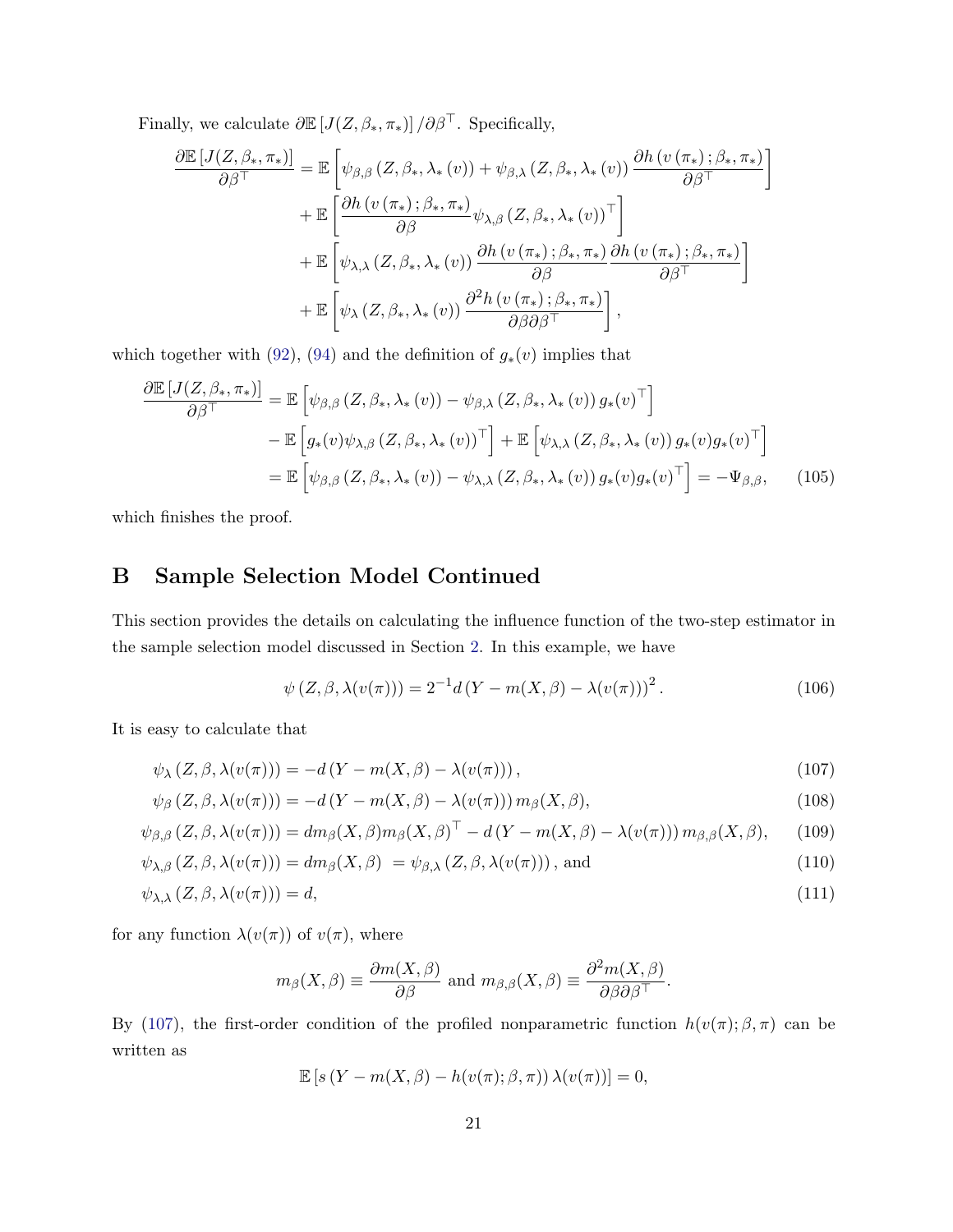Finally, we calculate $\partial \mathbb{E}\left[J(Z,\beta_*,\pi_*)\right]/\partial\beta^\top$. Specifically,

$$
\begin{aligned}
\frac{\partial \mathbb{E}\left[J(Z,\beta_*,\pi_*)\right]}{\partial\beta^\top} &= \mathbb{E}\left[\psi_{\beta,\beta}\left(Z,\beta_*,\lambda_*\left(v\right)\right) + \psi_{\beta,\lambda}\left(Z,\beta_*,\lambda_*\left(v\right)\right)\frac{\partial h\left(v\left(\pi_*\right);\beta_*,\pi_*\right)}{\partial\beta^\top}\right] \\
&+ \mathbb{E}\left[\frac{\partial h\left(v\left(\pi_*\right);\beta_*,\pi_*\right)}{\partial\beta}\psi_{\lambda,\beta}\left(Z,\beta_*,\lambda_*\left(v\right)\right)^\top\right] \\
&+ \mathbb{E}\left[\psi_{\lambda,\lambda}\left(Z,\beta_*,\lambda_*\left(v\right)\right)\frac{\partial h\left(v\left(\pi_*\right);\beta_*,\pi_*\right)}{\partial\beta}\frac{\partial h\left(v\left(\pi_*\right);\beta_*,\pi_*\right)}{\partial\beta^\top}\right] \\
&+ \mathbb{E}\left[\psi_{\lambda}\left(Z,\beta_*,\lambda_*\left(v\right)\right)\frac{\partial^2 h\left(v\left(\pi_*\right);\beta_*,\pi_*\right)}{\partial\beta\partial\beta^\top}\right],
\end{aligned}
$$

which together with (92), (94) and the definition of $g_*(v)$ implies that

$$
\begin{aligned}
\frac{\partial \mathbb{E}\left[J(Z,\beta_*,\pi_*)\right]}{\partial\beta^\top} &= \mathbb{E}\left[\psi_{\beta,\beta}\left(Z,\beta_*,\lambda_*\left(v\right)\right) - \psi_{\beta,\lambda}\left(Z,\beta_*,\lambda_*\left(v\right)\right)g_*(v)^\top\right] \\
&- \mathbb{E}\left[g_*(v)\psi_{\lambda,\beta}\left(Z,\beta_*,\lambda_*\left(v\right)\right)^\top\right] + \mathbb{E}\left[\psi_{\lambda,\lambda}\left(Z,\beta_*,\lambda_*\left(v\right)\right)g_*(v)g_*(v)^\top\right] \\
&= \mathbb{E}\left[\psi_{\beta,\beta}\left(Z,\beta_*,\lambda_*\left(v\right)\right) - \psi_{\lambda,\lambda}\left(Z,\beta_*,\lambda_*\left(v\right)\right)g_*(v)g_*(v)^\top\right] = -\Psi_{\beta,\beta}, \qquad (105)
\end{aligned}
$$

which finishes the proof.

# B Sample Selection Model Continued

This section provides the details on calculating the influence function of the two-step estimator in the sample selection model discussed in Section 2. In this example, we have

$$
\psi\left(Z,\beta,\lambda(v(\pi))\right) = 2^{-1}d\left(Y - m(X,\beta) - \lambda(v(\pi))\right)^2. \qquad (106)
$$

It is easy to calculate that

$$
\psi_{\lambda}\left(Z,\beta,\lambda(v(\pi))\right) = -d\left(Y - m(X,\beta) - \lambda(v(\pi))\right), \qquad (107)
$$

$$
\psi_{\beta}\left(Z,\beta,\lambda(v(\pi))\right) = -d\left(Y - m(X,\beta) - \lambda(v(\pi))\right)m_{\beta}(X,\beta), \qquad (108)
$$

$$
\psi_{\beta,\beta}\left(Z,\beta,\lambda(v(\pi))\right) = dm_{\beta}(X,\beta)m_{\beta}(X,\beta)^\top - d\left(Y - m(X,\beta) - \lambda(v(\pi))\right)m_{\beta,\beta}(X,\beta), \qquad (109)
$$

$$
\psi_{\lambda,\beta}\left(Z,\beta,\lambda(v(\pi))\right) = dm_{\beta}(X,\beta) \ = \psi_{\beta,\lambda}\left(Z,\beta,\lambda(v(\pi))\right), \text{ and} \qquad (110)
$$

$$
\psi_{\lambda,\lambda}\left(Z,\beta,\lambda(v(\pi))\right) = d, \qquad (111)
$$

for any function $\lambda(v(\pi))$ of $v(\pi)$, where

$$
m_{\beta}(X,\beta) \equiv \frac{\partial m(X,\beta)}{\partial\beta} \text{ and } m_{\beta,\beta}(X,\beta) \equiv \frac{\partial^2 m(X,\beta)}{\partial\beta\partial\beta^\top}.
$$

By (107), the first-order condition of the profiled nonparametric function $h(v(\pi);\beta,\pi)$ can be written as

$$
\mathbb{E}\left[s\left(Y - m(X,\beta) - h(v(\pi);\beta,\pi)\right)\lambda(v(\pi))\right] = 0,
$$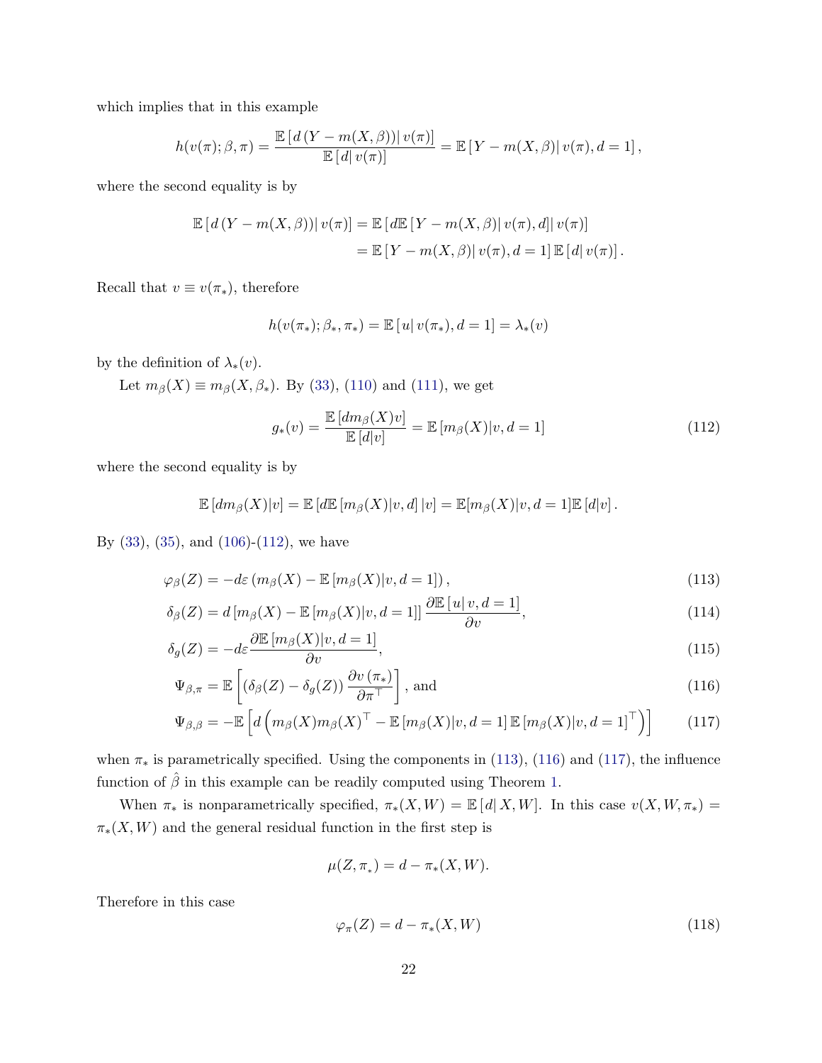which implies that in this example

$$h(v(\pi);\beta,\pi) = \frac{\mathbb{E}\left[d\left(Y - m(X,\beta)\right)\middle| v(\pi)\right]}{\mathbb{E}\left[d\middle| v(\pi)\right]} = \mathbb{E}\left[Y - m(X,\beta)\middle| v(\pi), d=1\right],$$

where the second equality is by

$$\begin{aligned}\mathbb{E}\left[d\left(Y - m(X,\beta)\right)\middle| v(\pi)\right] &= \mathbb{E}\left[d\mathbb{E}\left[Y - m(X,\beta)\middle| v(\pi), d\right]\middle| v(\pi)\right] \\ &= \mathbb{E}\left[Y - m(X,\beta)\middle| v(\pi), d=1\right]\mathbb{E}\left[d\middle| v(\pi)\right].\end{aligned}$$

Recall that $v \equiv v(\pi_*)$, therefore

$$h(v(\pi_*);\beta_*,\pi_*) = \mathbb{E}\left[u\middle| v(\pi_*), d=1\right] = \lambda_*(v)$$

by the definition of $\lambda_*(v)$.

Let $m_\beta(X) \equiv m_\beta(X,\beta_*)$. By (33), (110) and (111), we get

$$g_*(v) = \frac{\mathbb{E}\left[dm_\beta(X)v\right]}{\mathbb{E}\left[d|v\right]} = \mathbb{E}\left[m_\beta(X)|v, d=1\right] \tag{112}$$

where the second equality is by

$$\mathbb{E}\left[dm_\beta(X)|v\right] = \mathbb{E}\left[d\mathbb{E}\left[m_\beta(X)|v,d\right]|v\right] = \mathbb{E}[m_\beta(X)|v,d=1]\mathbb{E}\left[d|v\right].$$

By (33), (35), and (106)-(112), we have

$$\varphi_\beta(Z) = -d\varepsilon\left(m_\beta(X) - \mathbb{E}\left[m_\beta(X)|v,d=1\right]\right), \tag{113}$$

$$\delta_\beta(Z) = d\left[m_\beta(X) - \mathbb{E}\left[m_\beta(X)|v,d=1\right]\right]\frac{\partial\mathbb{E}\left[u\middle| v,d=1\right]}{\partial v}, \tag{114}$$

$$\delta_g(Z) = -d\varepsilon\frac{\partial\mathbb{E}\left[m_\beta(X)|v,d=1\right]}{\partial v}, \tag{115}$$

$$\Psi_{\beta,\pi} = \mathbb{E}\left[\left(\delta_\beta(Z) - \delta_g(Z)\right)\frac{\partial v\left(\pi_*\right)}{\partial\pi^\top}\right], \text{ and} \tag{116}$$

$$\Psi_{\beta,\beta} = -\mathbb{E}\left[d\left(m_\beta(X)m_\beta(X)^\top - \mathbb{E}\left[m_\beta(X)|v,d=1\right]\mathbb{E}\left[m_\beta(X)|v,d=1\right]^\top\right)\right] \tag{117}$$

when $\pi_*$ is parametrically specified. Using the components in (113), (116) and (117), the influence function of $\hat{\beta}$ in this example can be readily computed using Theorem 1.

When $\pi_*$ is nonparametrically specified, $\pi_*(X,W) = \mathbb{E}\left[d\middle| X,W\right]$. In this case $v(X,W,\pi_*) = \pi_*(X,W)$ and the general residual function in the first step is

$$\mu(Z,\pi_*) = d - \pi_*(X,W).$$

Therefore in this case

$$\varphi_\pi(Z) = d - \pi_*(X,W) \tag{118}$$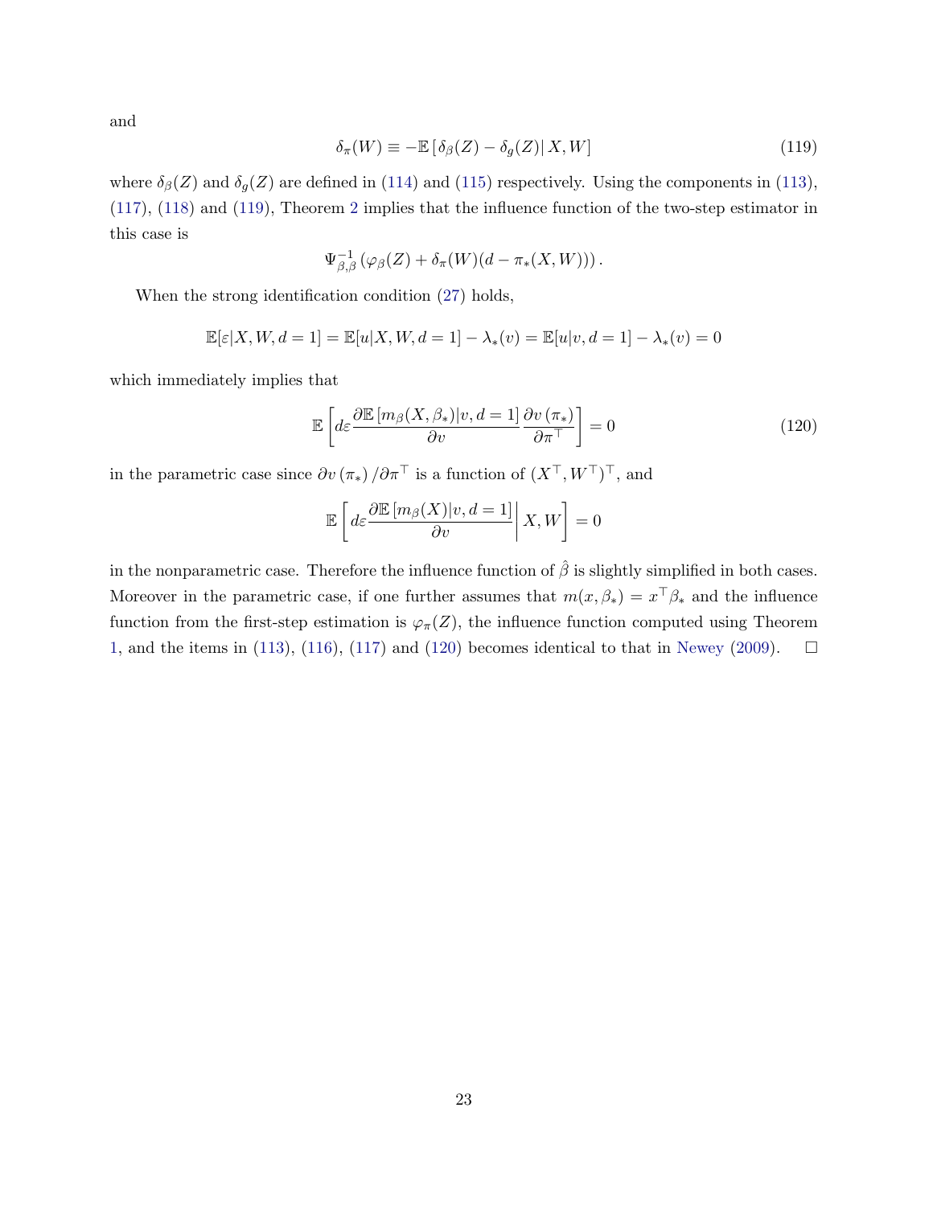and

$$
\delta_\pi(W) \equiv -\mathbb{E}\left[\delta_\beta(Z) - \delta_g(Z)\middle| X, W\right] \tag{119}
$$

where $\delta_\beta(Z)$ and $\delta_g(Z)$ are defined in (114) and (115) respectively. Using the components in (113), (117), (118) and (119), Theorem 2 implies that the influence function of the two-step estimator in this case is

$$
\Psi_{\beta,\beta}^{-1}\left(\varphi_\beta(Z) + \delta_\pi(W)(d - \pi_*(X, W))\right).
$$

When the strong identification condition (27) holds,

$$
\mathbb{E}[\varepsilon|X, W, d = 1] = \mathbb{E}[u|X, W, d = 1] - \lambda_*(v) = \mathbb{E}[u|v, d = 1] - \lambda_*(v) = 0
$$

which immediately implies that

$$
\mathbb{E}\left[d\varepsilon \frac{\partial \mathbb{E}\left[m_\beta(X, \beta_*)|v, d = 1\right]}{\partial v} \frac{\partial v\left(\pi_*\right)}{\partial \pi^\top}\right] = 0 \tag{120}
$$

in the parametric case since $\partial v\left(\pi_*\right)/\partial \pi^\top$ is a function of $(X^\top, W^\top)^\top$, and

$$
\mathbb{E}\left[d\varepsilon \frac{\partial \mathbb{E}\left[m_\beta(X)|v, d = 1\right]}{\partial v}\middle| X, W\right] = 0
$$

in the nonparametric case. Therefore the influence function of $\hat{\beta}$ is slightly simplified in both cases. Moreover in the parametric case, if one further assumes that $m(x, \beta_*) = x^\top\beta_*$ and the influence function from the first-step estimation is $\varphi_\pi(Z)$, the influence function computed using Theorem 1, and the items in (113), (116), (117) and (120) becomes identical to that in Newey (2009). $\square$